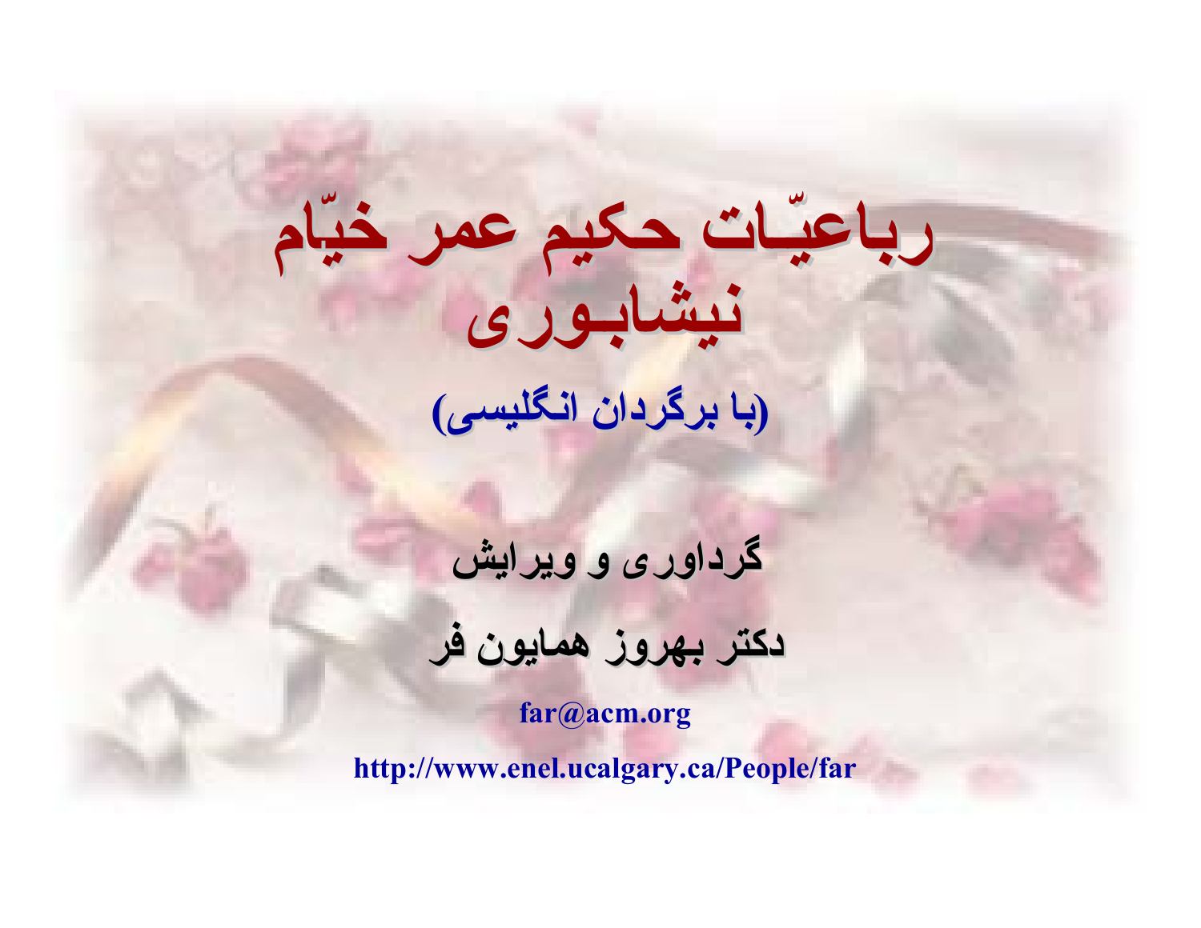# رباعیّات حکیم عمر خیّام نیشابوری

## (با برگردان انگلیسی)

**گرداوری و ویرایش**

**دکتر بهروز همایون فر**

far@acm.org

http://www.enel.ucalgary.ca/People/far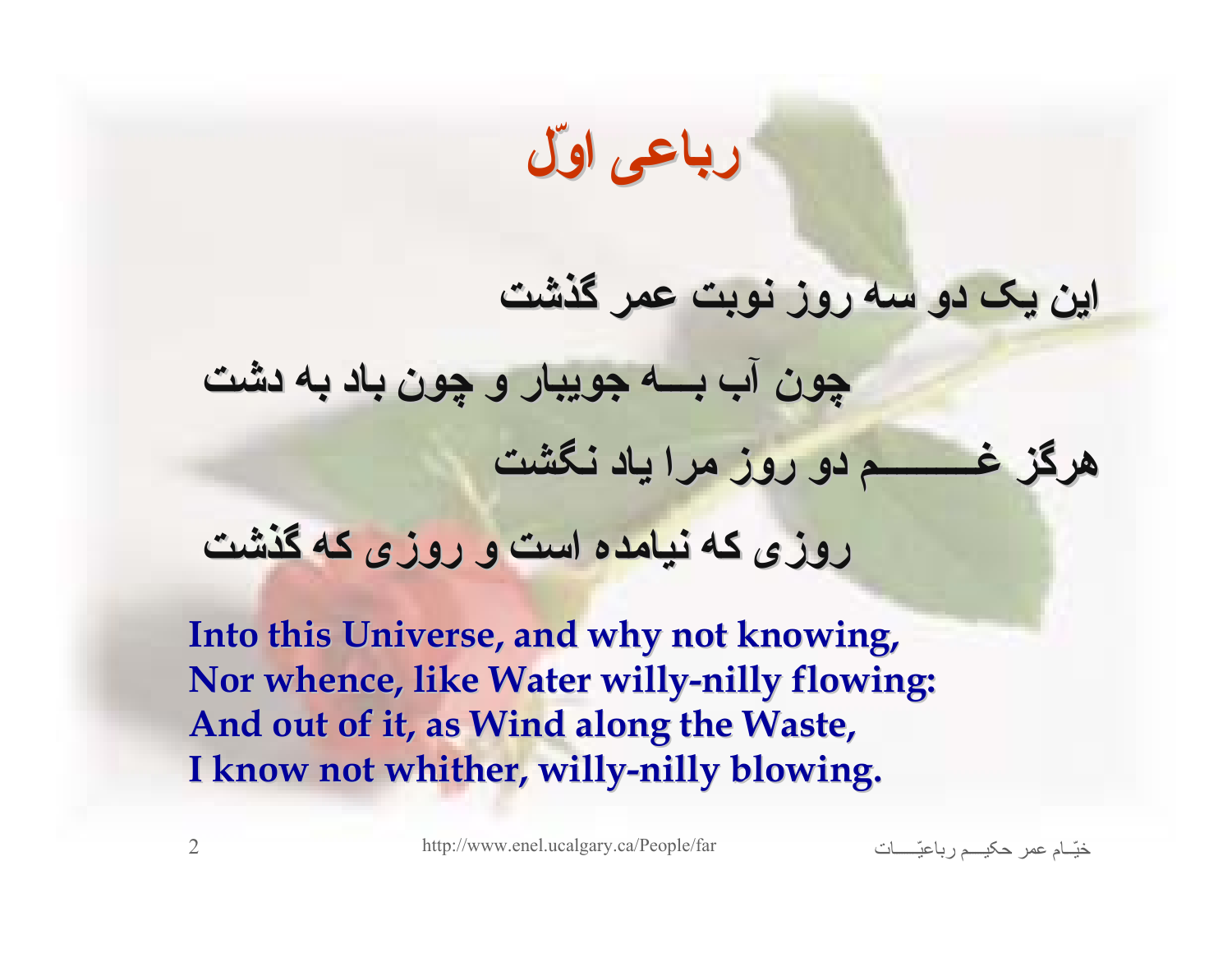# رباعی اوّل

این یک دو سه روز نوبت عمر گذشت

چون آب بـــه جویبار و چون باد به دشت

هرگز غـــــــم دو روز مرا یاد نگشت

روزی که نیامده است و روزی که گذشت

**Into this Universe, and why not knowing,**
**Nor whence, like Water willy-nilly flowing:**
**And out of it, as Wind along the Waste,**
**I know not whither, willy-nilly blowing.**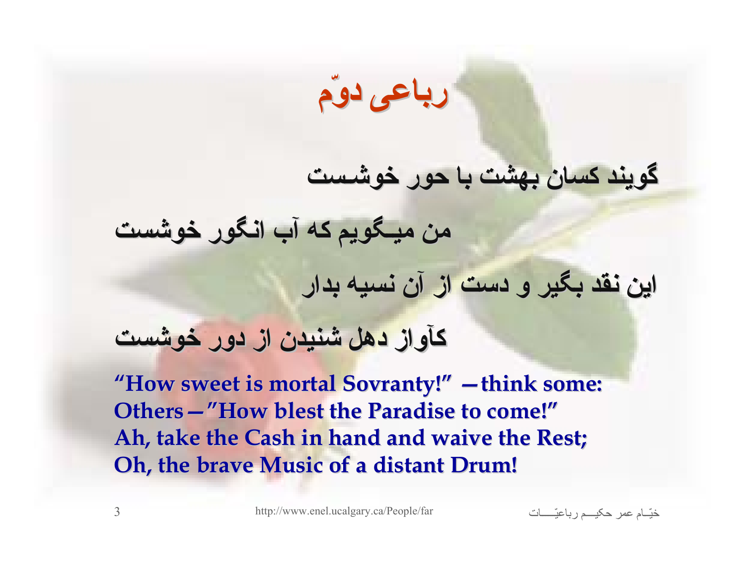# رباعی دوّم

گویند کسان بهشت با حور خوشست

من میگویم که آب انگور خوشست

این نقد بگیر و دست از آن نسیه بدار

کآواز دهل شنیدن از دور خوشست

**"How sweet is mortal Sovranty!" —think some:**
**Others—"How blest the Paradise to come!"**
**Ah, take the Cash in hand and waive the Rest;**
**Oh, the brave Music of a distant Drum!**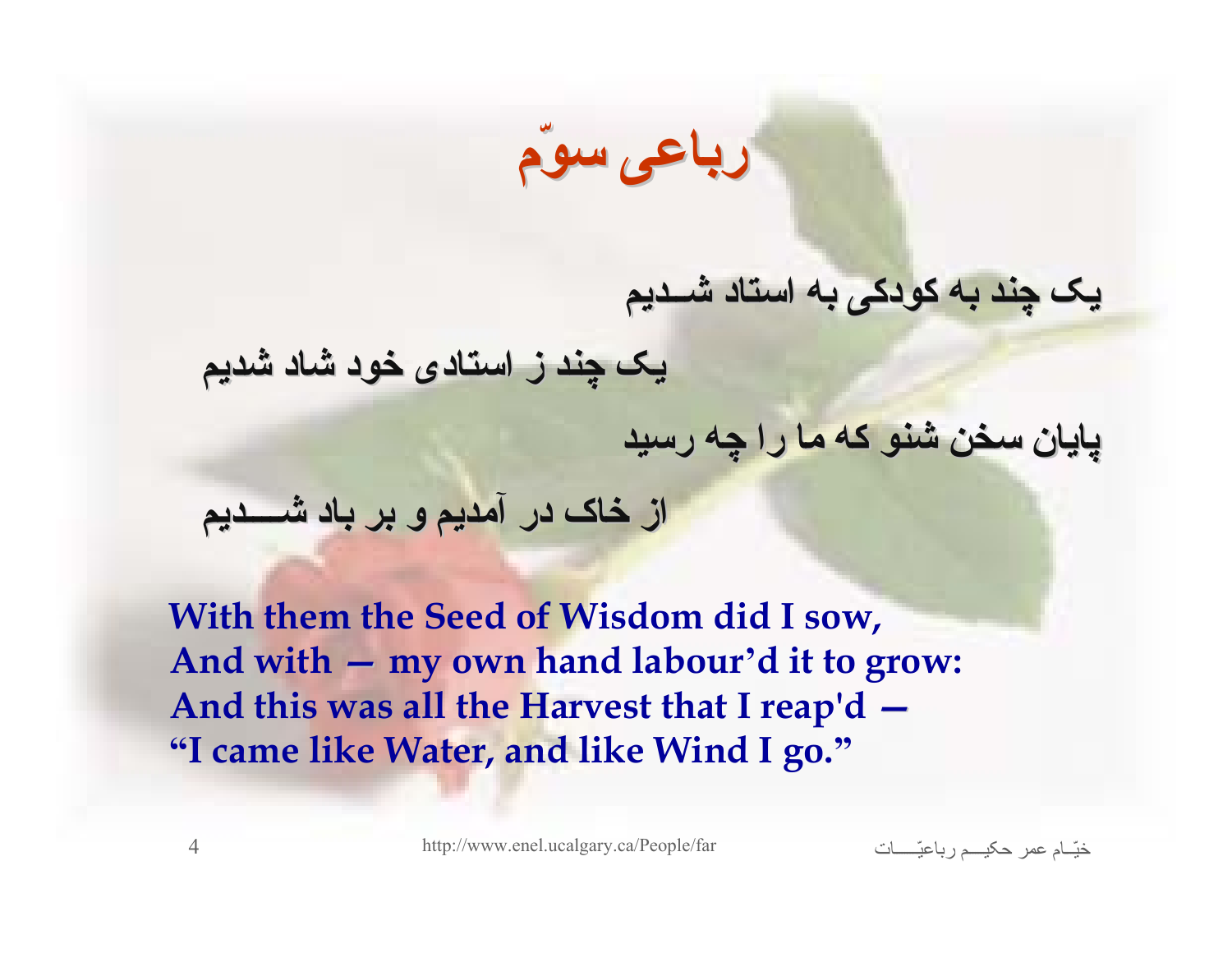# رباعی سوّم

یک چند به کودکی به استاد شـدیم

یک چند ز استادی خود شاد شدیم

پایان سخن شنو که ما را چه رسید

از خاک در آمدیم و بر باد شـــدیم

**With them the Seed of Wisdom did I sow,**
**And with — my own hand labour'd it to grow:**
**And this was all the Harvest that I reap'd —**
**"I came like Water, and like Wind I go."**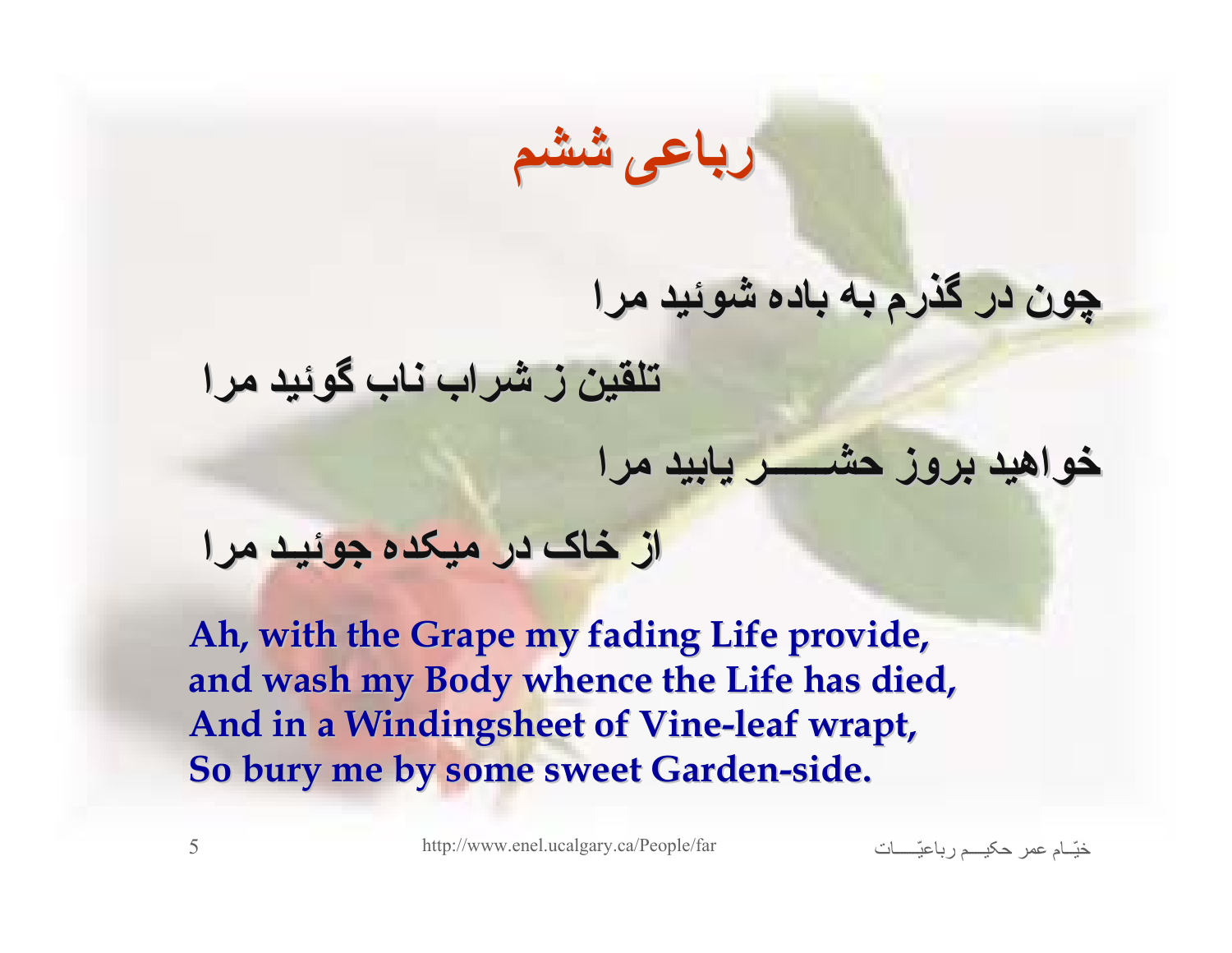# رباعی ششم

چون در گذرم به باده شوئید مرا

تلقین ز شراب ناب گوئید مرا

خواهید بروز حشـــــر یابید مرا

از خاک در میکده جوئیـد مرا

**Ah, with the Grape my fading Life provide,**
**and wash my Body whence the Life has died,**
**And in a Windingsheet of Vine-leaf wrapt,**
**So bury me by some sweet Garden-side.**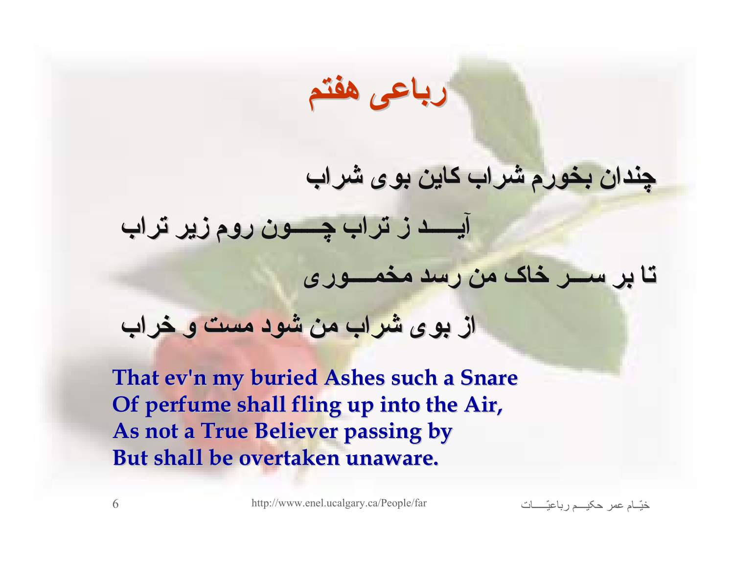# رباعی هفتم

چندان بخورم شراب کاین بوی شراب

آیـــد ز تراب چـــون روم زیر تراب

تا بر ســـر خاک من رسد مخمـــوری

از بوی شراب من شود مست و خراب

**That ev'n my buried Ashes such a Snare**
**Of perfume shall fling up into the Air,**
**As not a True Believer passing by**
**But shall be overtaken unaware.**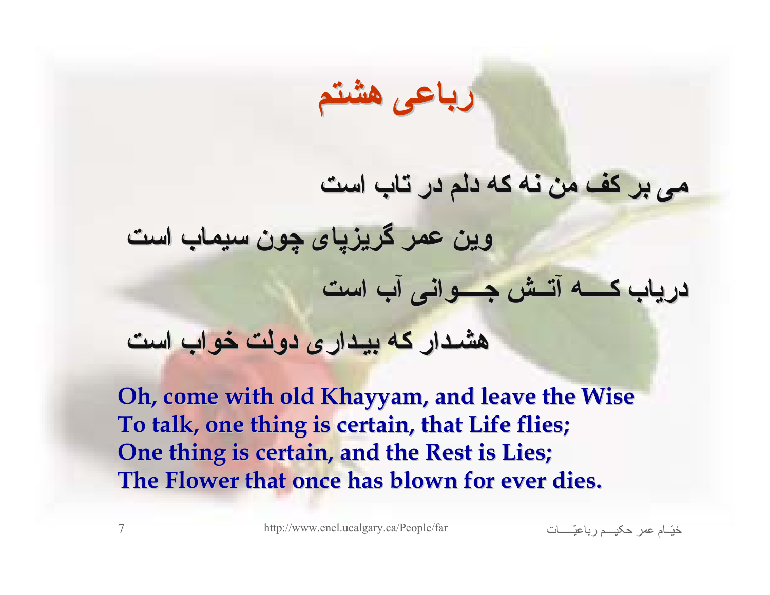# رباعی هشتم

می بر کف من نه که دلم در تاب است

وین عمر گریزپای چون سیماب است

دریاب کــــه آتــش جــــوانی آب است

هشـدار که بیـداری دولت خواب است

**Oh, come with old Khayyam, and leave the Wise**
**To talk, one thing is certain, that Life flies;**
**One thing is certain, and the Rest is Lies;**
**The Flower that once has blown for ever dies.**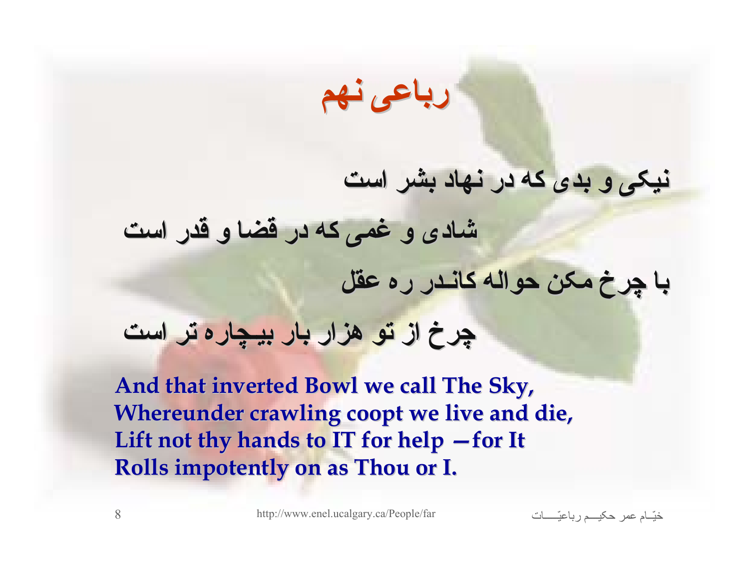# رباعی نهم

نیکی و بدی که در نهاد بشر است
شادی و غمی که در قضا و قدر است
با چرخ مکن حواله کاندر ره عقل
چرخ از تو هزار بار بیچاره تر است

**And that inverted Bowl we call The Sky,**
**Whereunder crawling coopt we live and die,**
**Lift not thy hands to IT for help —for It**
**Rolls impotently on as Thou or I.**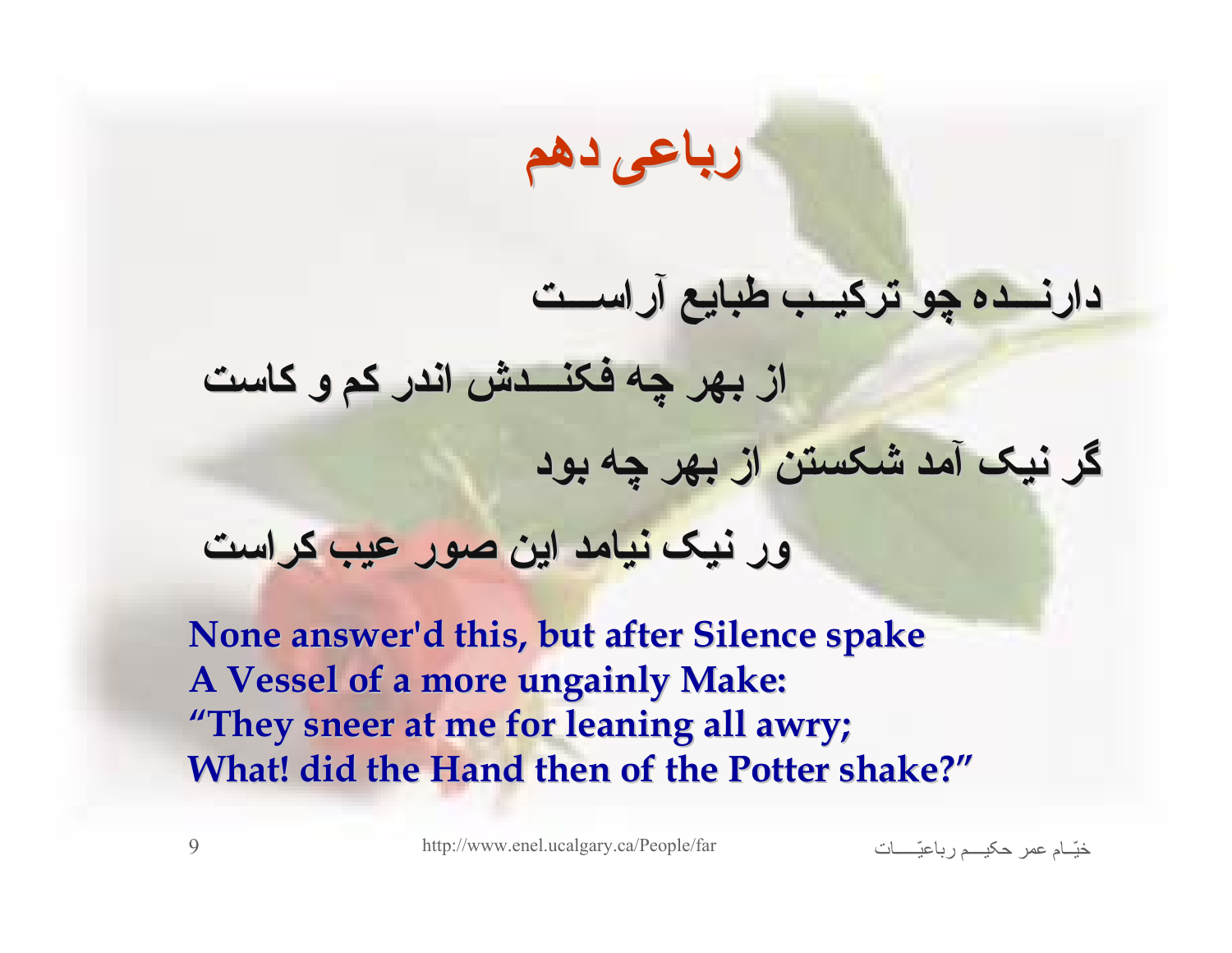## رباعی دهم

**دارنـــده چو ترکیـب طبایع آراسـت**

**از بهر چه فکنـــدش اندر کم و کاست**

**گر نیک آمد شکستن از بهر چه بود**

**ور نیک نیامد این صور عیب کراست**

**None answer'd this, but after Silence spake**
**A Vessel of a more ungainly Make:**
**"They sneer at me for leaning all awry;**
**What! did the Hand then of the Potter shake?"**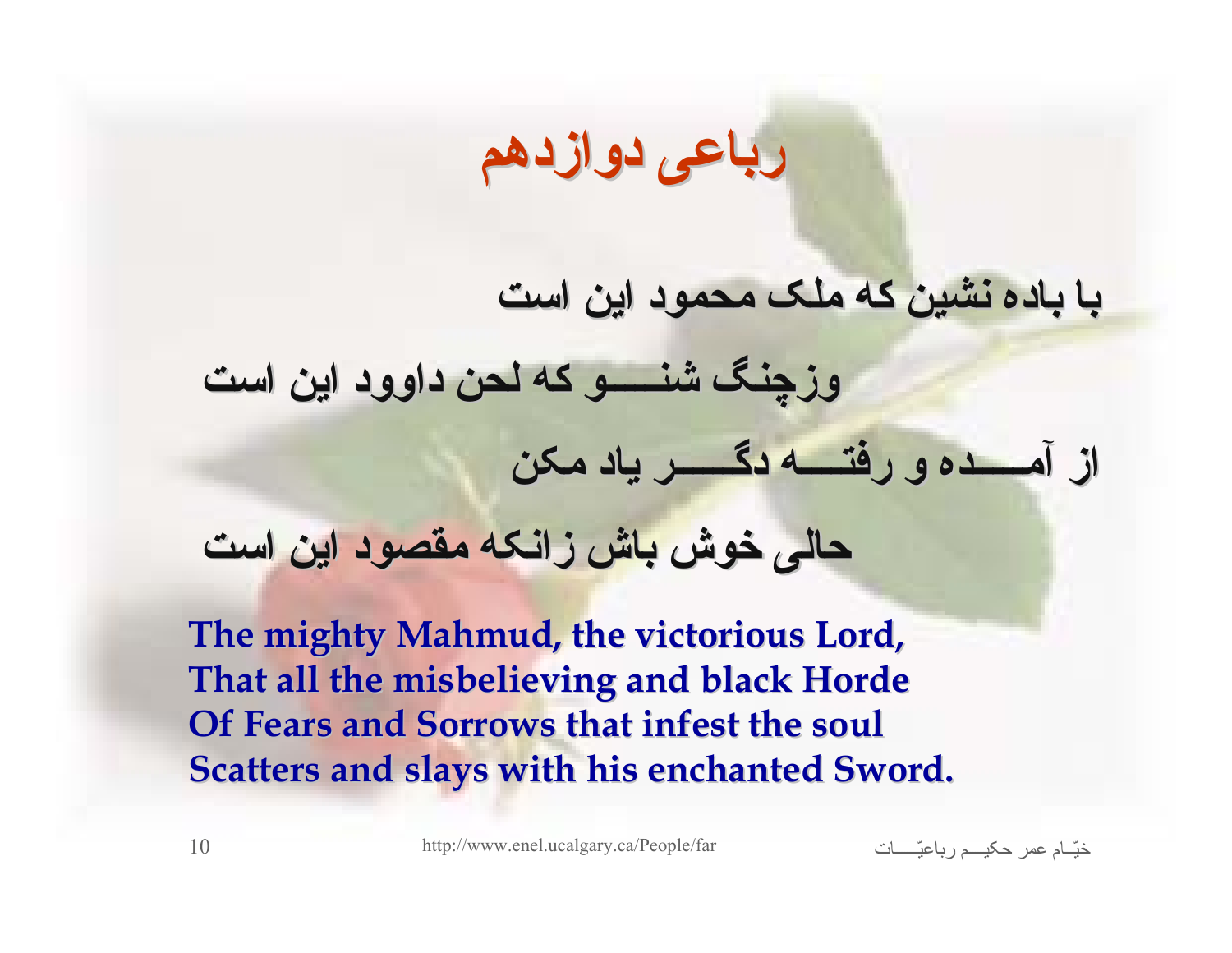# رباعی دوازدهم

با باده نشین که ملک محمود این است

وزچنگ شنـــو که لحن داوود این است

از آمـــده و رفتـــه دگـــر یاد مکن

حالی خوش باش زانکه مقصود این است

**The mighty Mahmud, the victorious Lord,**
**That all the misbelieving and black Horde**
**Of Fears and Sorrows that infest the soul**
**Scatters and slays with his enchanted Sword.**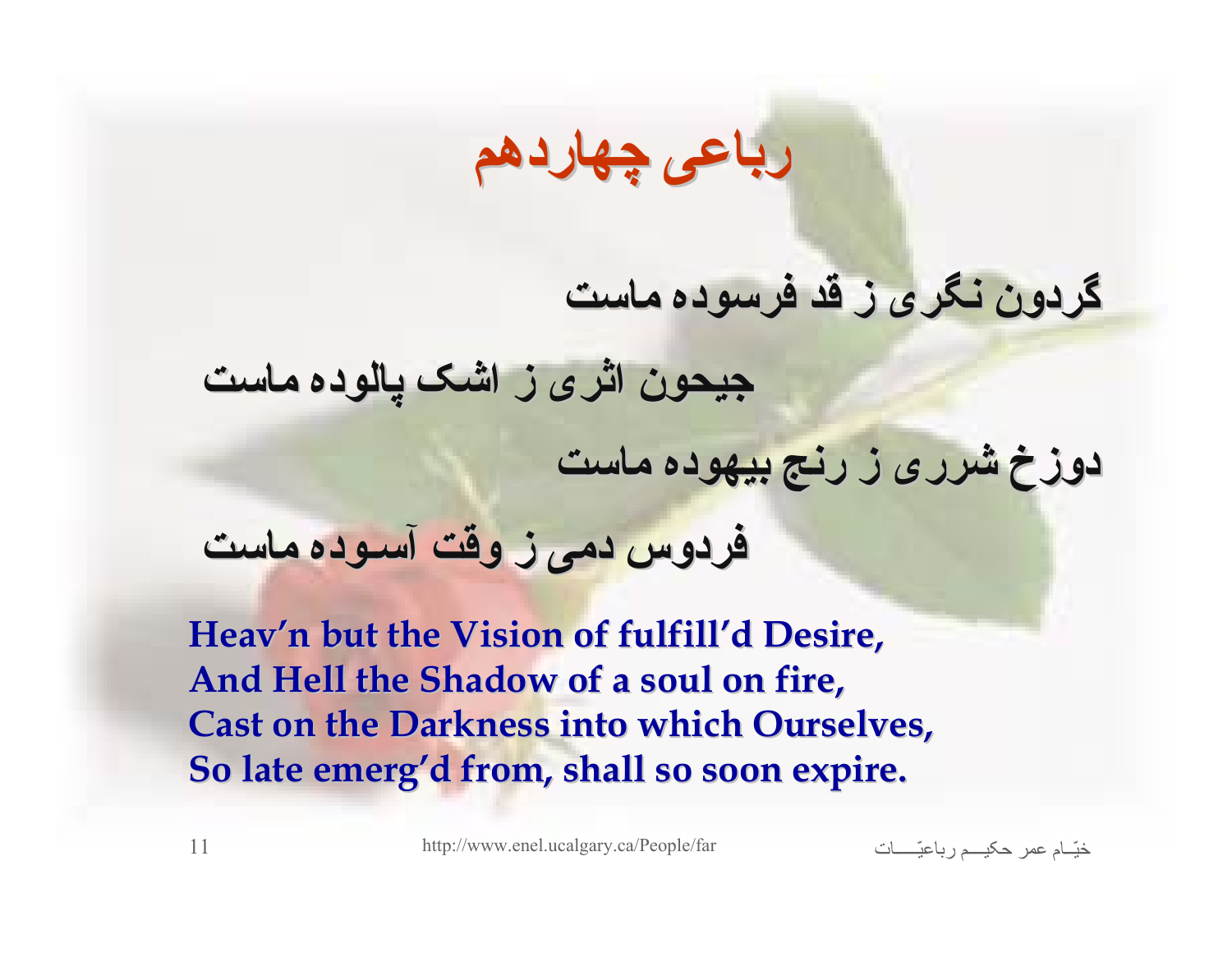# رباعی چهاردهم

گردون نگری ز قد فرسوده ماست

جیحون اثری ز اشک پالوده ماست

دوزخ شرری ز رنج بیهوده ماست

فردوس دمی ز وقت آسوده ماست

**Heav'n but the Vision of fulfill'd Desire,**
**And Hell the Shadow of a soul on fire,**
**Cast on the Darkness into which Ourselves,**
**So late emerg'd from, shall so soon expire.**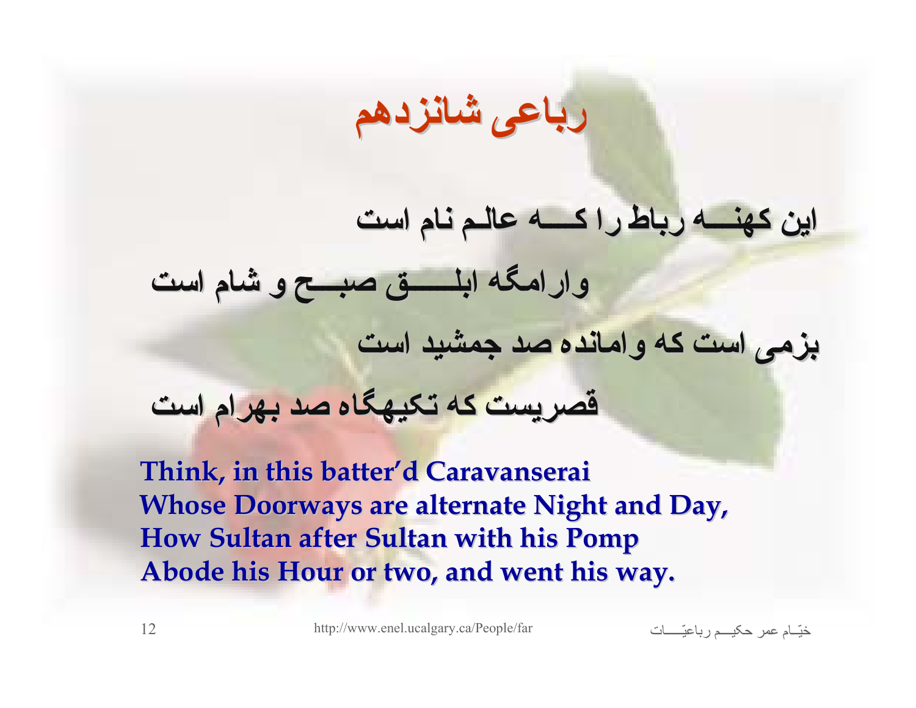# رباعی شانزدهم

این کهنــــه رباط را کـــــه عالـم نام است

وارامگه ابلـــــــق صبـــح و شام است

بزمی است که وامانده صد جمشید است

قصریست که تکیهگاه صد بهرام است

**Think, in this batter'd Caravanserai**
**Whose Doorways are alternate Night and Day,**
**How Sultan after Sultan with his Pomp**
**Abode his Hour or two, and went his way.**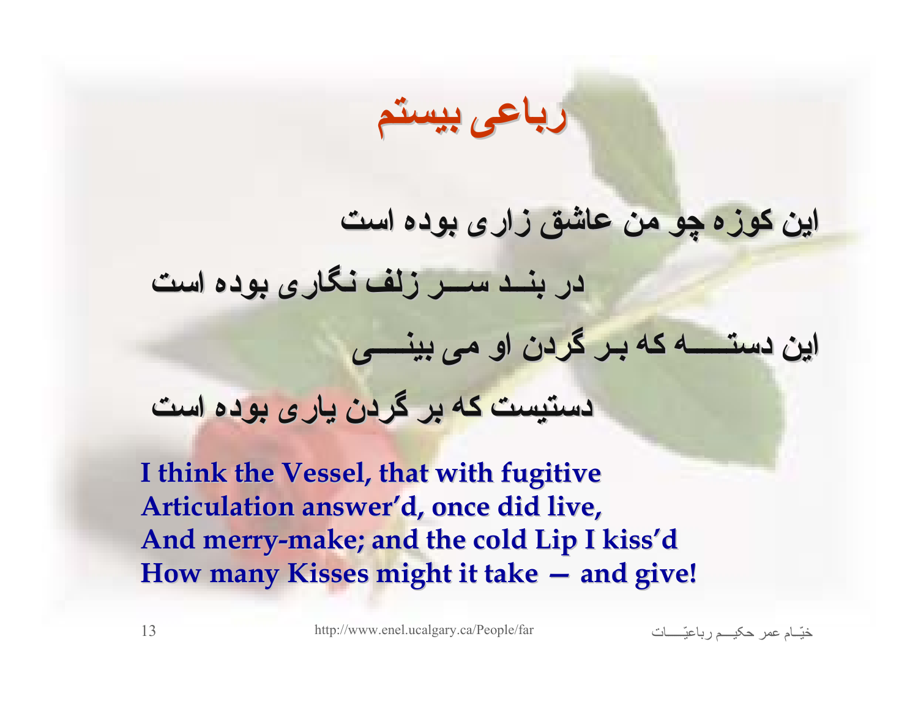# رباعی بیستم

این کوزه چو من عاشق زاری بوده است

در بند سر زلف نگاری بوده است

این دسته که بر گردن او می بینی

دستیست که بر گردن یاری بوده است

**I think the Vessel, that with fugitive**
**Articulation answer'd, once did live,**
**And merry-make; and the cold Lip I kiss'd**
**How many Kisses might it take — and give!**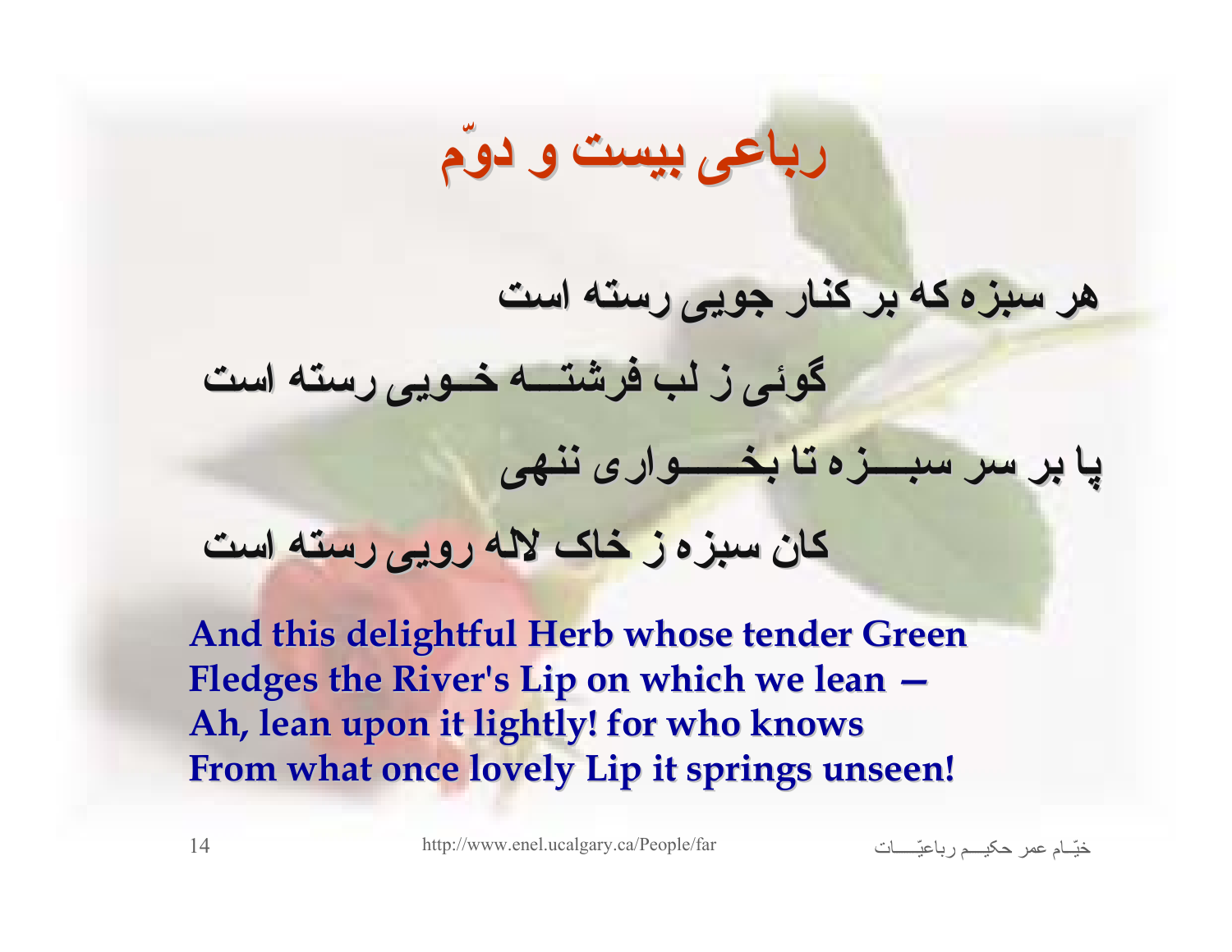# رباعی بیست و دوّم

هر سبزه که بر کنار جویی رسته است

گوئی ز لب فرشتــــه خــویی رسته است

پا بر سر سبـــزه تا بخــــــواری ننهی

کان سبزه ز خاک لاله رویی رسته است

**And this delightful Herb whose tender Green**
**Fledges the River's Lip on which we lean –**
**Ah, lean upon it lightly! for who knows**
**From what once lovely Lip it springs unseen!**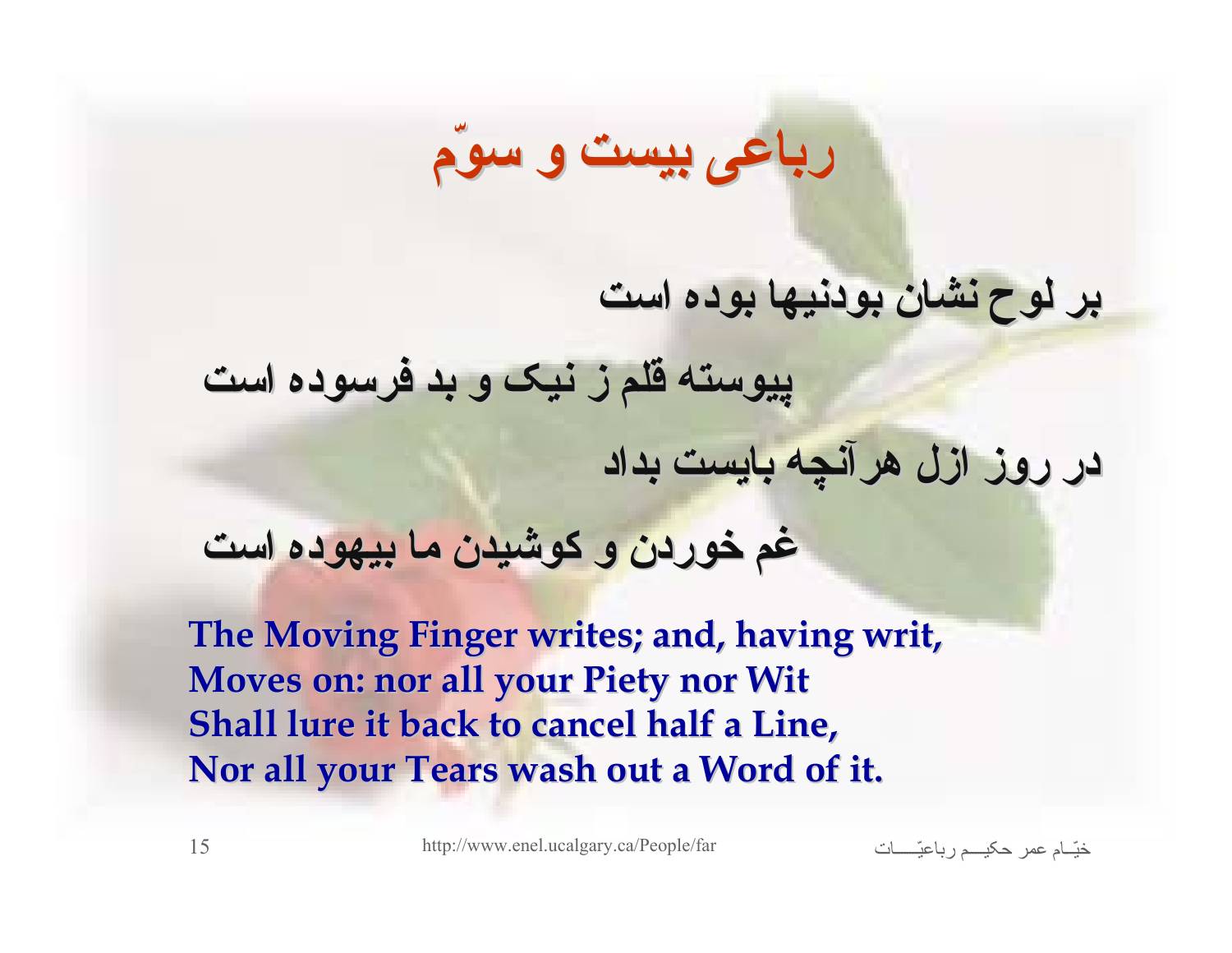# رباعی بیست و سوّم

بر لوح نشان بودنیها بوده است

پیوسته قلم ز نیک و بد فرسوده است

در روز ازل هرآنچه بایست بداد

غم خوردن و کوشیدن ما بیهوده است

**The Moving Finger writes; and, having writ,**
**Moves on: nor all your Piety nor Wit**
**Shall lure it back to cancel half a Line,**
**Nor all your Tears wash out a Word of it.**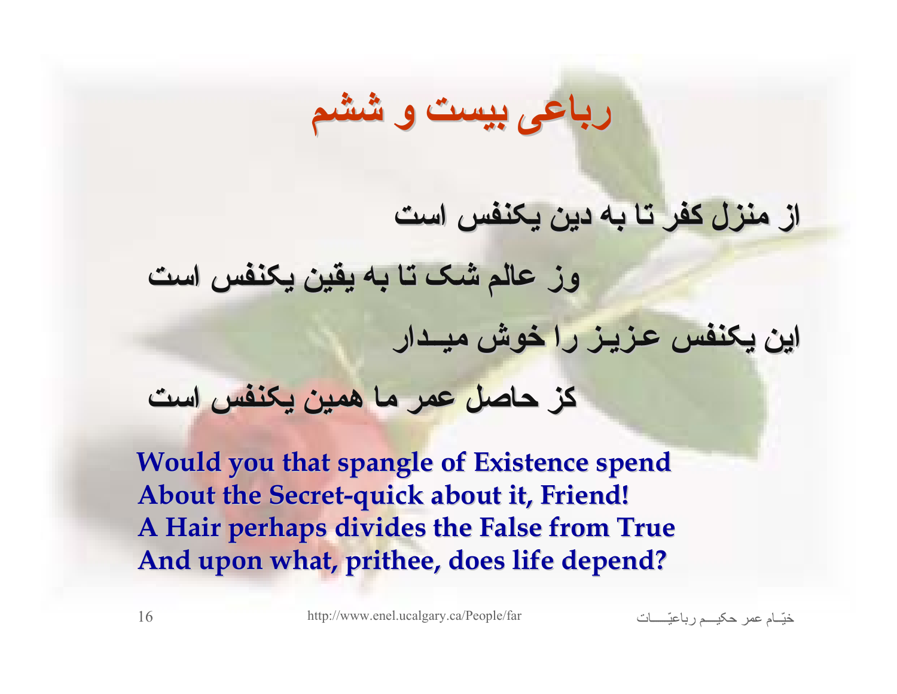# رباعی بیست و ششم

از منزل کفر تا به دین یکنفس است

وز عالم شک تا به یقین یکنفس است

این یکنفس عزیـز را خوش میـدار

کز حاصل عمر ما همین یکنفس است

**Would you that spangle of Existence spend**
**About the Secret-quick about it, Friend!**
**A Hair perhaps divides the False from True**
**And upon what, prithee, does life depend?**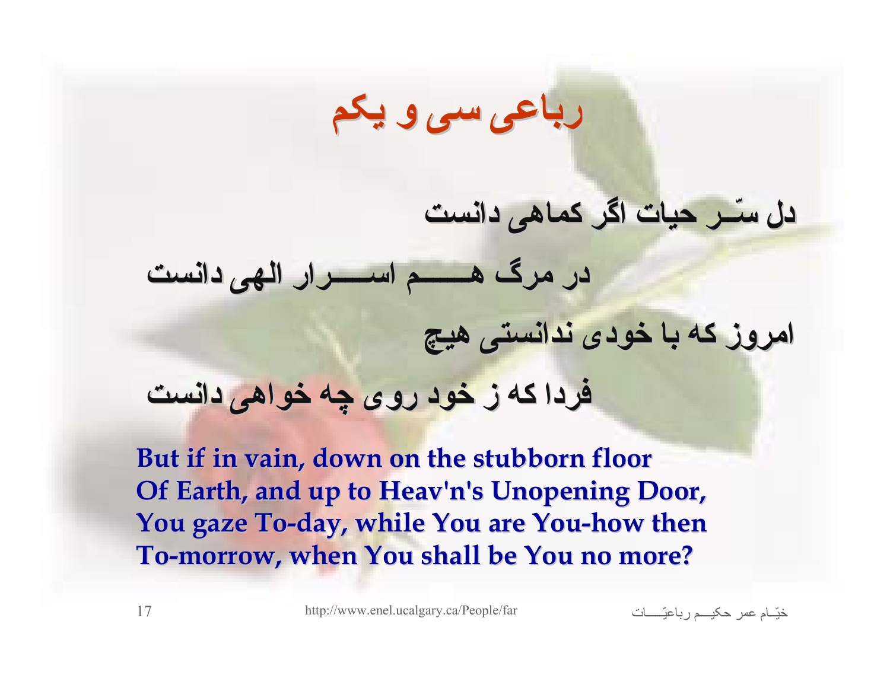# رباعی سی و یکم

دل سّر حیات اگر کماهی دانست

در مرگ هم اسرار الهی دانست

امروز که با خودی ندانستی هیچ

فردا که ز خود روی چه خواهی دانست

**But if in vain, down on the stubborn floor**
**Of Earth, and up to Heav'n's Unopening Door,**
**You gaze To-day, while You are You-how then**
**To-morrow, when You shall be You no more?**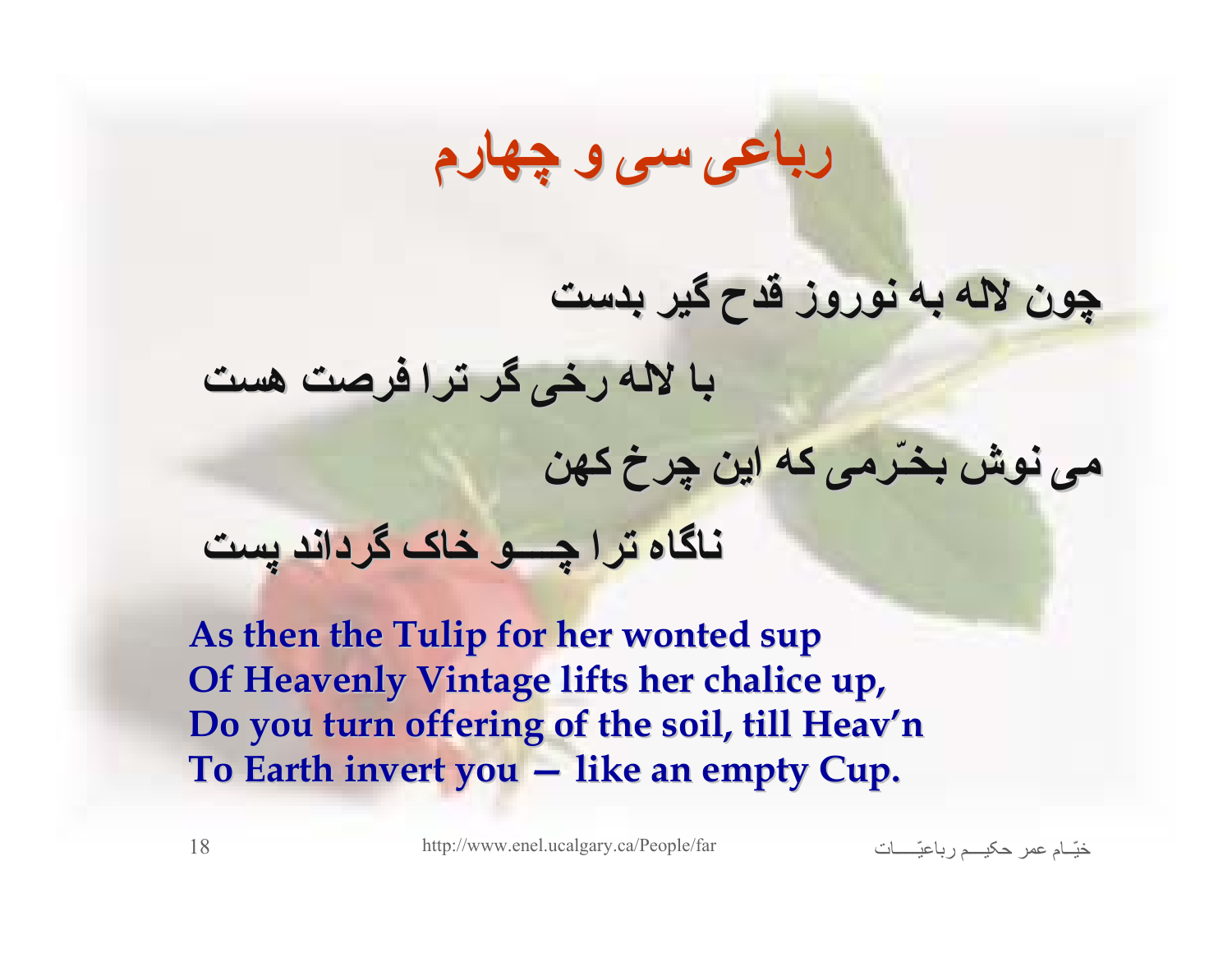# رباعی سی و چهارم

چون لاله به نوروز قدح گیر بدست

با لاله رخی گر ترا فرصت هست

می نوش بخرّمی که این چرخ کهن

ناگاه ترا چـــو خاک گرداند پست

**As then the Tulip for her wonted sup**
**Of Heavenly Vintage lifts her chalice up,**
**Do you turn offering of the soil, till Heav'n**
**To Earth invert you – like an empty Cup.**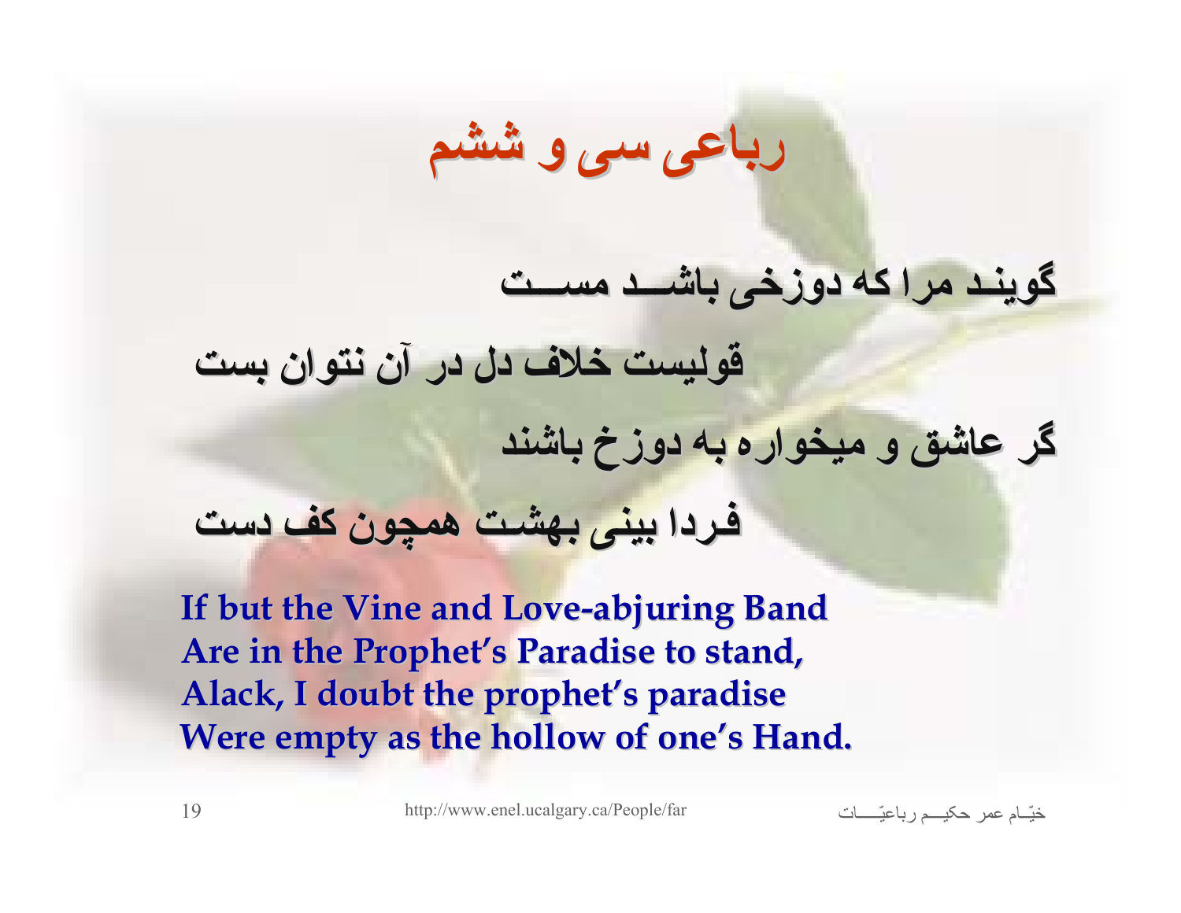# رباعی سی و ششم

گویند مرا که دوزخی باشد مست

قولیست خلاف دل در آن نتوان بست

گر عاشق و میخواره به دوزخ باشند

فردا بینی بهشت همچون کف دست

**If but the Vine and Love-abjuring Band**
**Are in the Prophet's Paradise to stand,**
**Alack, I doubt the prophet's paradise**
**Were empty as the hollow of one's Hand.**

http://www.enel.ucalgary.ca/People/far

خیّام عمر حکیم رباعیّات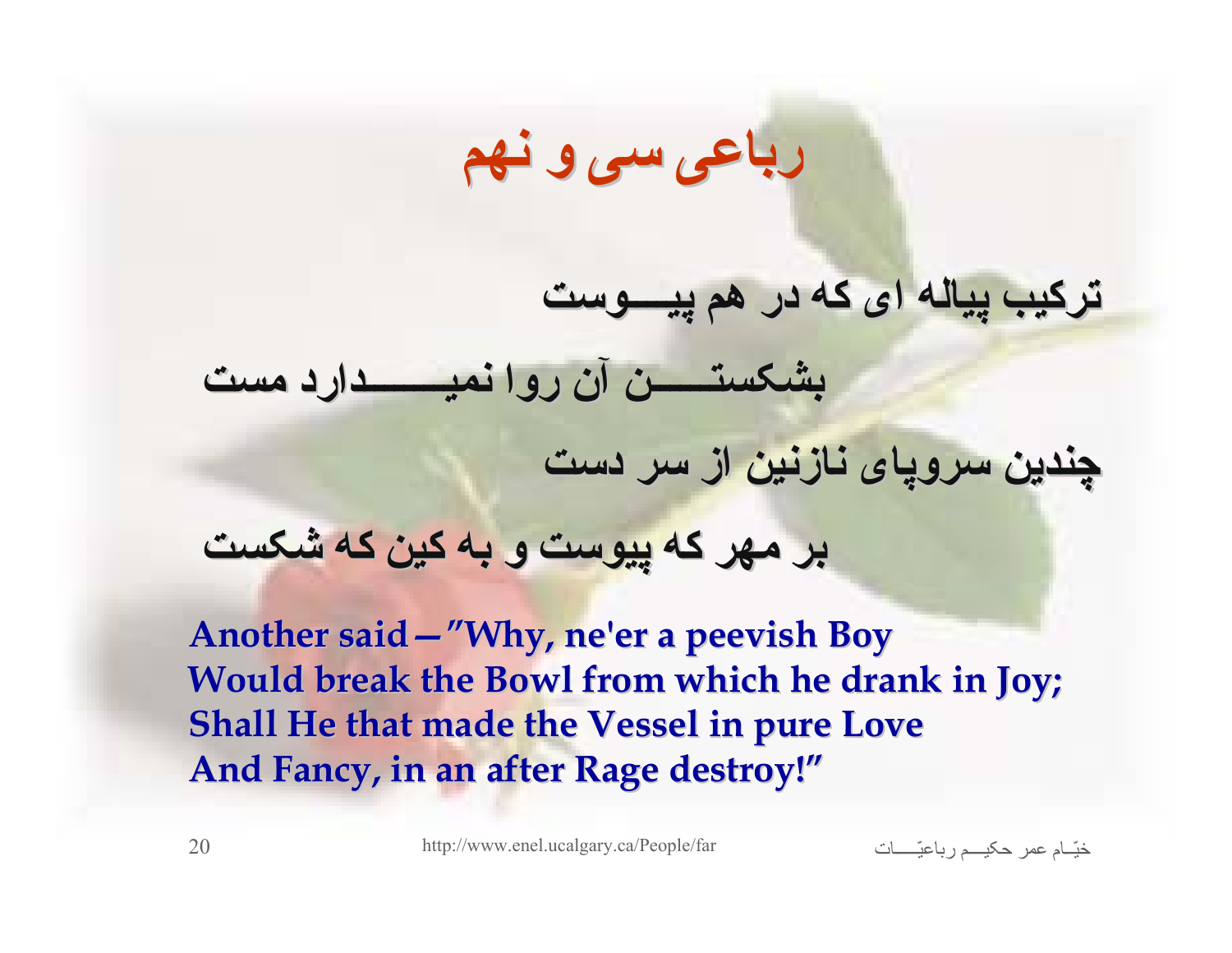# رباعی سی و نهم

ترکیب پیاله ای که در هم پیـــوست

بشکستـــــن آن روا نمیـــــــدارد مست

چندین سروپای نازنین از سر دست

بر مهر که پیوست و به کین که شکست

**Another said—"Why, ne'er a peevish Boy**
**Would break the Bowl from which he drank in Joy;**
**Shall He that made the Vessel in pure Love**
**And Fancy, in an after Rage destroy!"**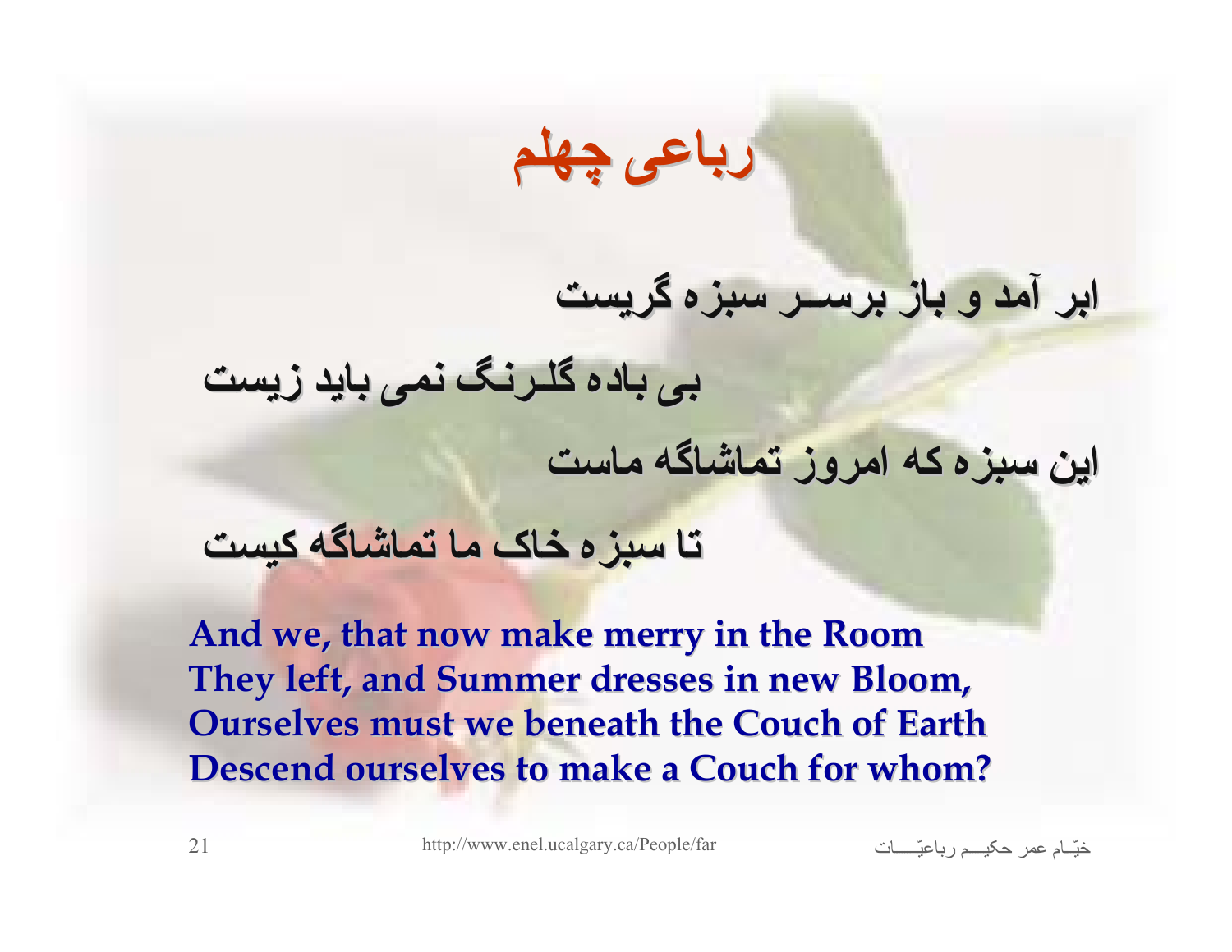# رباعی چهلم

ابر آمد و باز برسـر سبزه گریست

بی باده گلـرنـگ نمی باید زیست

این سبزه که امروز تماشاگه ماست

تا سبزه خاک ما تماشاگه کیست

**And we, that now make merry in the Room**
**They left, and Summer dresses in new Bloom,**
**Ourselves must we beneath the Couch of Earth**
**Descend ourselves to make a Couch for whom?**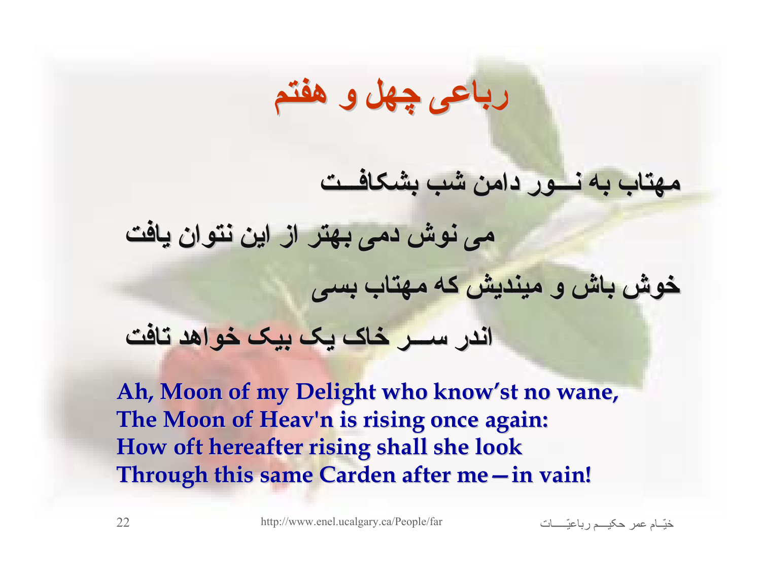# رباعی چهل و هفتم

مهتاب به نـــور دامن شب بشکافـــت

می نوش دمی بهتر از این نتوان یافت

خوش باش و میندیش که مهتاب بسی

اندر ســر خاک یک بیک خواهد تافت

**Ah, Moon of my Delight who know'st no wane,**
**The Moon of Heav'n is rising once again:**
**How oft hereafter rising shall she look**
**Through this same Carden after me—in vain!**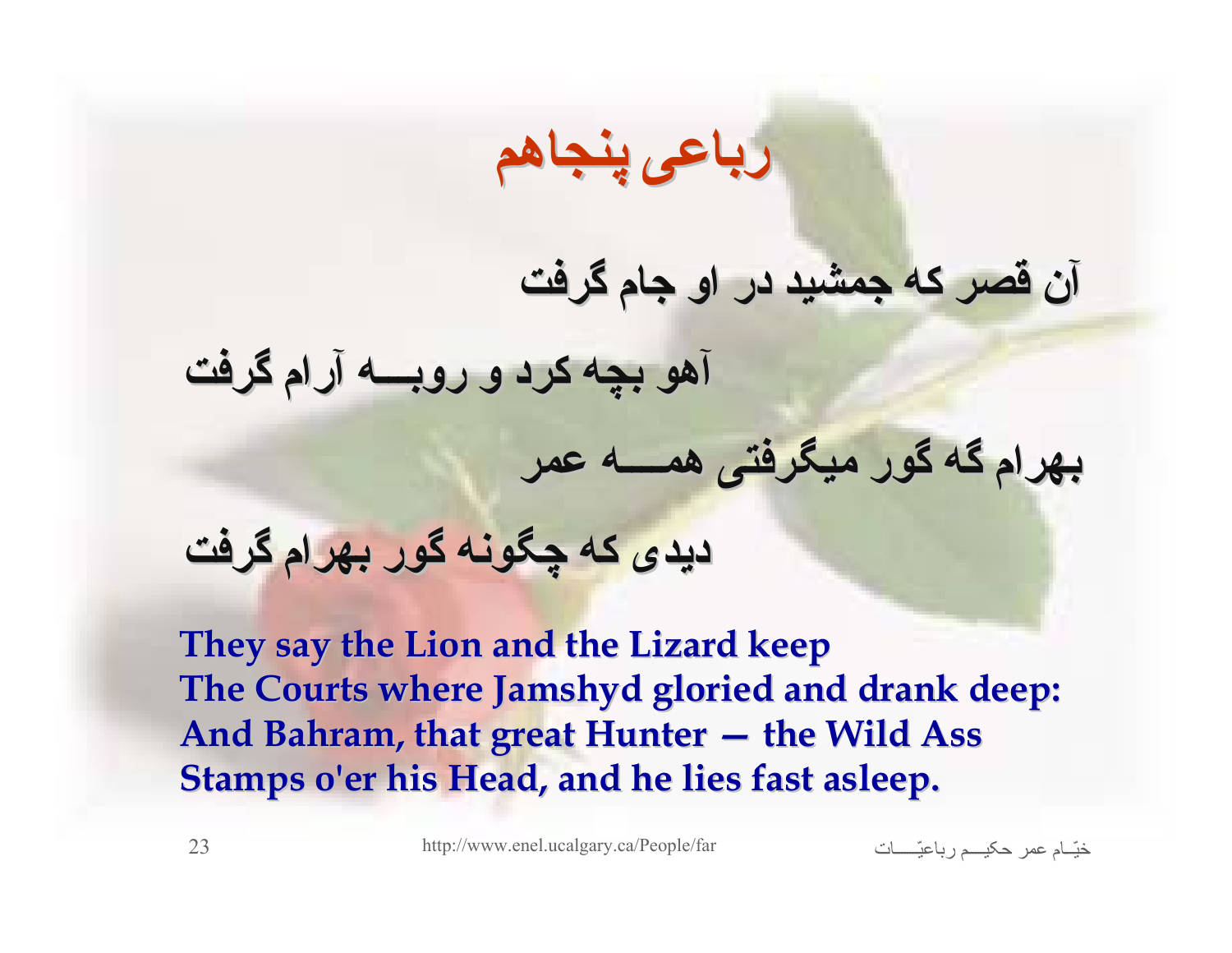# رباعی پنجاهم

آن قصر که جمشید در او جام گرفت

آهو بچه کرد و روبـــه آرام گرفت

بهرام گه گور میگرفتی همـــه عمر

دیدی که چگونه گور بهرام گرفت

**They say the Lion and the Lizard keep**
**The Courts where Jamshyd gloried and drank deep:**
**And Bahram, that great Hunter — the Wild Ass**
**Stamps o'er his Head, and he lies fast asleep.**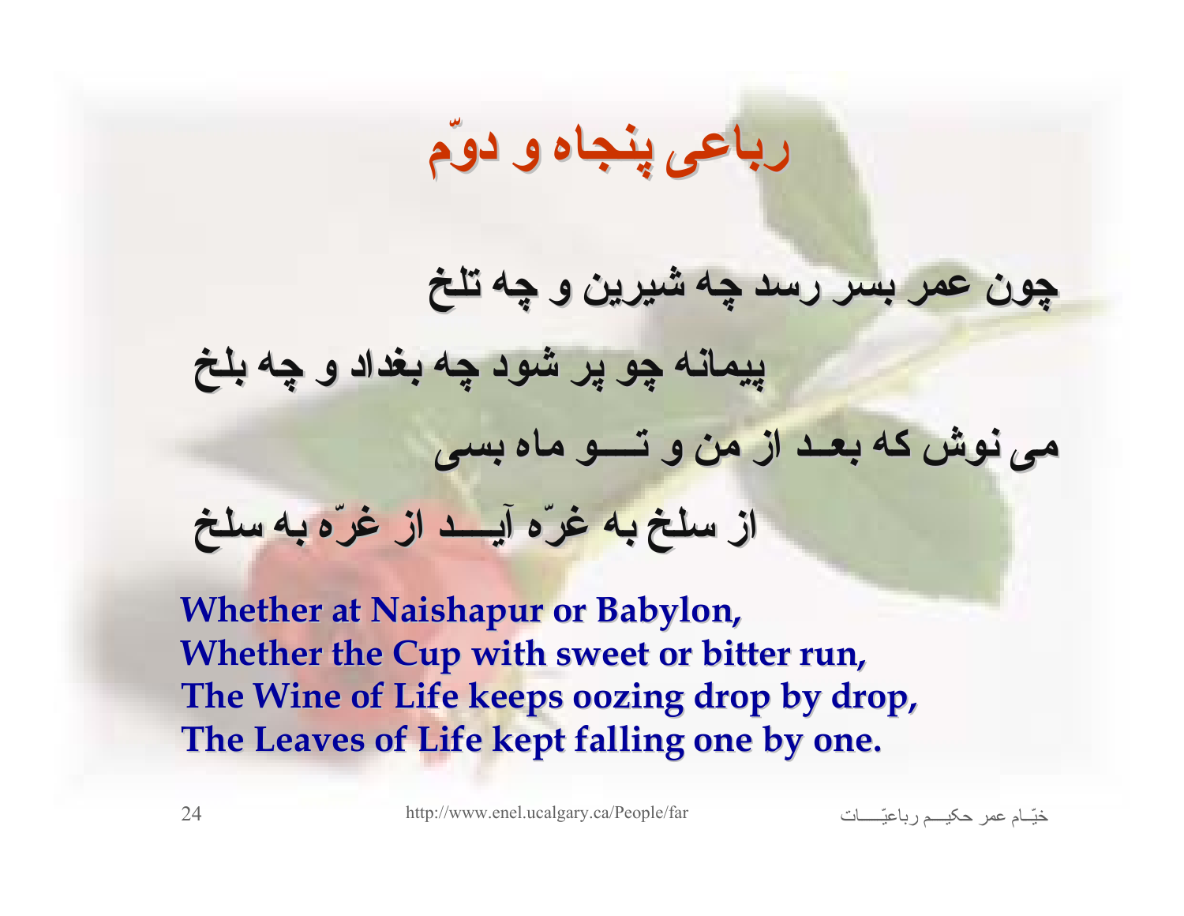# رباعی پنجاه و دوّم

چون عمر بسر رسد چه شیرین و چه تلخ

پیمانه چو پر شود چه بغداد و چه بلخ

می نوش که بعـد از من و تـــو ماه بسی

از سلخ به غرّه آیـــد از غرّه به سلخ

**Whether at Naishapur or Babylon,**
**Whether the Cup with sweet or bitter run,**
**The Wine of Life keeps oozing drop by drop,**
**The Leaves of Life kept falling one by one.**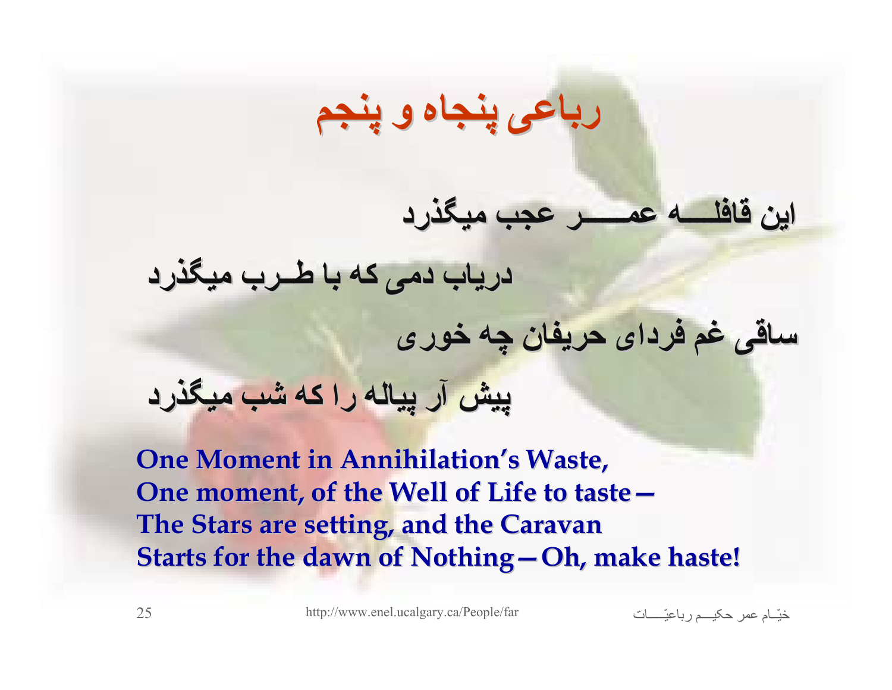# رباعی پنجاه و پنجم

این قافلــــه عمـــــر عجب میگذرد

دریاب دمی که با طــرب میگذرد

ساقی غم فردای حریفان چه خوری

پیش آر پیاله را که شب میگذرد

**One Moment in Annihilation's Waste,**
**One moment, of the Well of Life to taste—**
**The Stars are setting, and the Caravan**
**Starts for the dawn of Nothing—Oh, make haste!**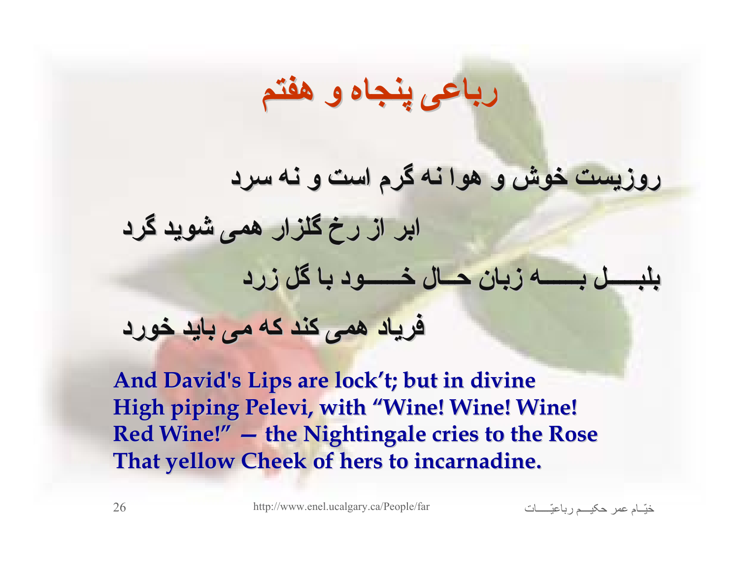# رباعی پنجاه و هفتم

روزیست خوش و هوا نه گرم است و نه سرد

ابر از رخ گلزار همی شوید گرد

بلبـــل بـــه زبان حـال خـــود با گل زرد

فریاد همی کند که می باید خورد

**And David's Lips are lock't; but in divine**
**High piping Pelevi, with "Wine! Wine! Wine!**
**Red Wine!" — the Nightingale cries to the Rose**
**That yellow Cheek of hers to incarnadine.**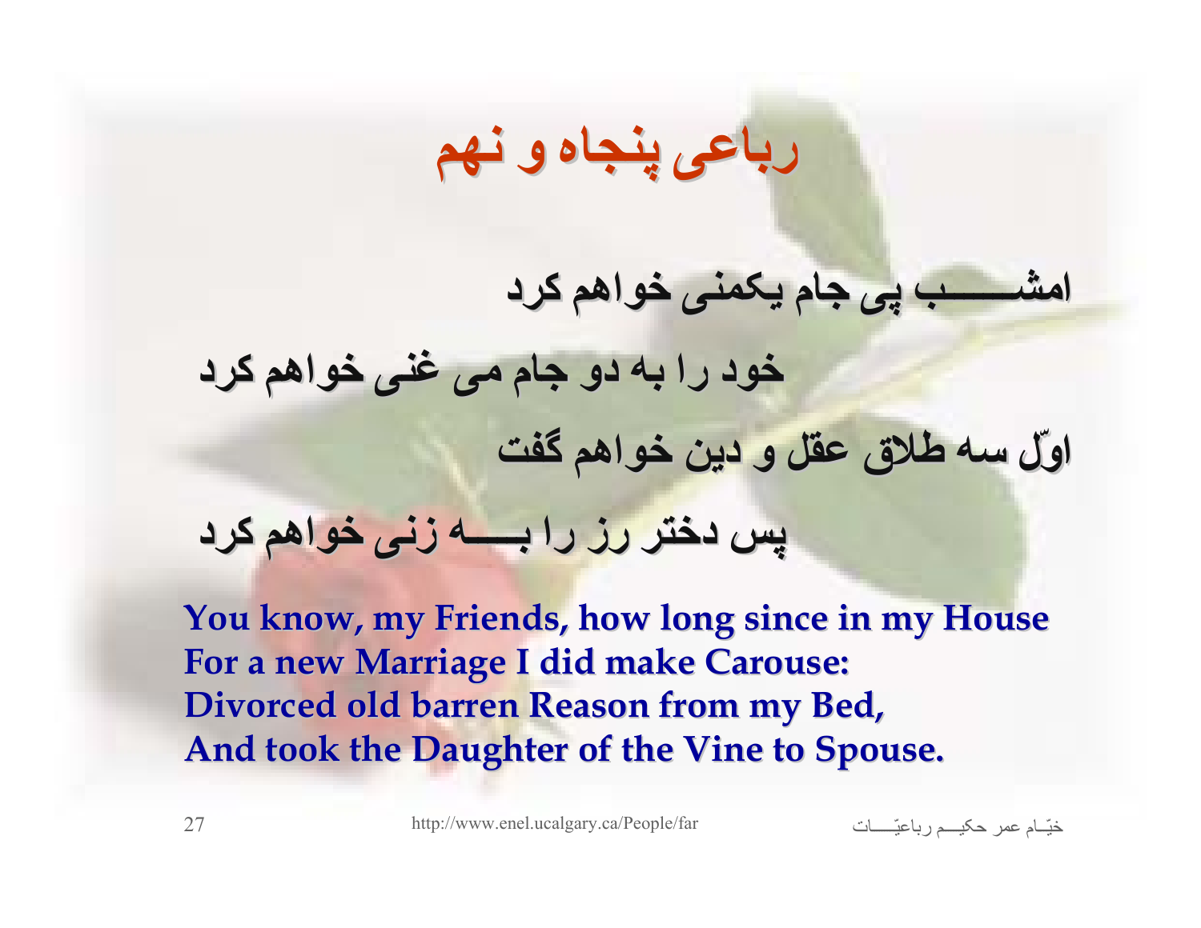# رباعی پنجاه و نهم

امشـــــب پی جام یکمنی خواهم کرد

خود را به دو جام می غنی خواهم کرد

اوّل سه طلاق عقل و دین خواهم گفت

پس دختر رز را بــــه زنی خواهم کرد

**You know, my Friends, how long since in my House**
**For a new Marriage I did make Carouse:**
**Divorced old barren Reason from my Bed,**
**And took the Daughter of the Vine to Spouse.**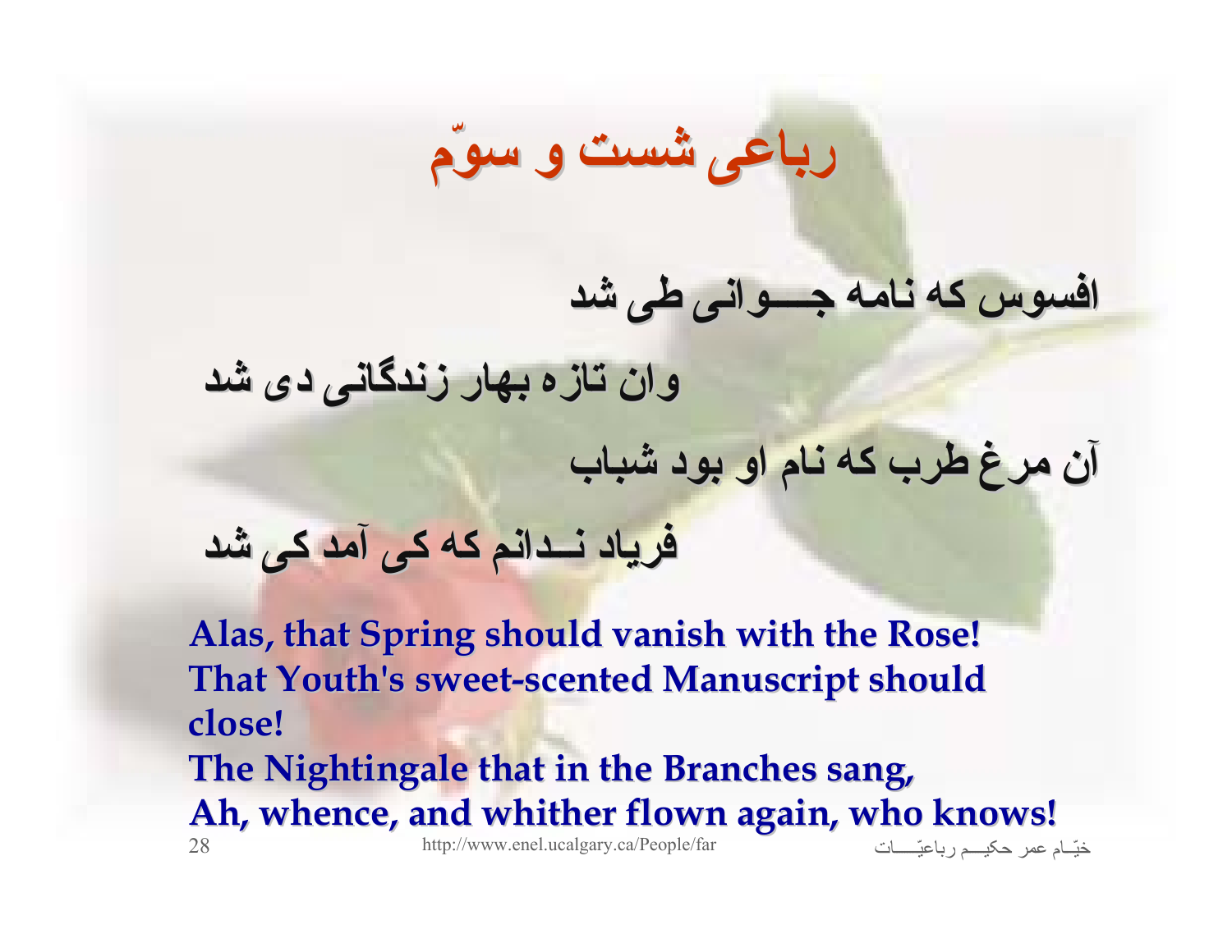# رباعی شست و سوّم

افسوس که نامه جـــوانی طی شد

وان تازه بهار زندگانی دی شد

آن مرغ طرب که نام او بود شباب

فریاد نـــدانم که کی آمد کی شد

**Alas, that Spring should vanish with the Rose!**
**That Youth's sweet-scented Manuscript should close!**
**The Nightingale that in the Branches sang,**
**Ah, whence, and whither flown again, who knows!**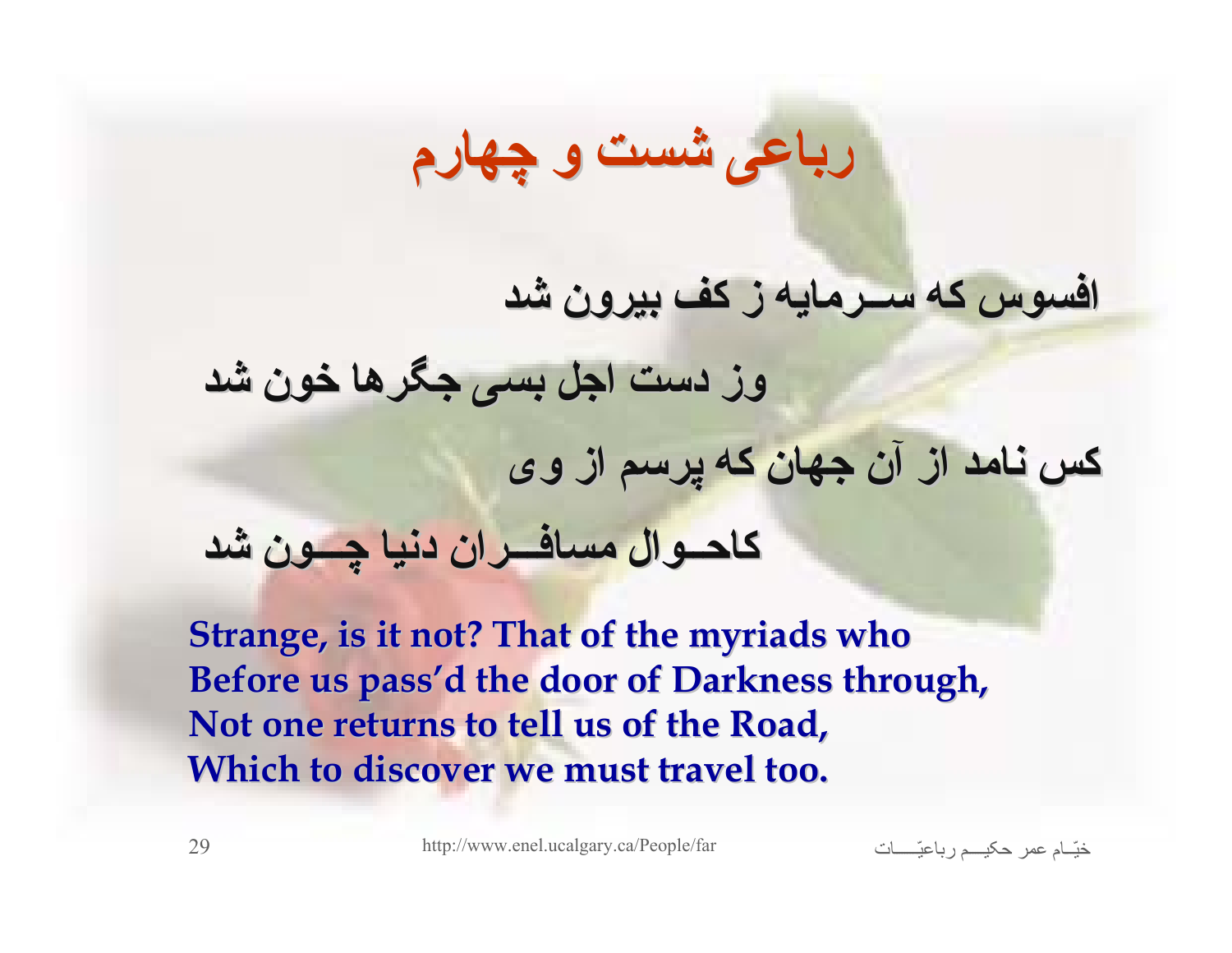# رباعی شست و چهارم

افسوس که سـرمایه ز کف بیرون شد

وز دست اجل بسی جگرها خون شد

کس نامد از آن جهان که پرسم از وی

کاحـوال مسافـران دنیا چـون شد

**Strange, is it not? That of the myriads who**
**Before us pass'd the door of Darkness through,**
**Not one returns to tell us of the Road,**
**Which to discover we must travel too.**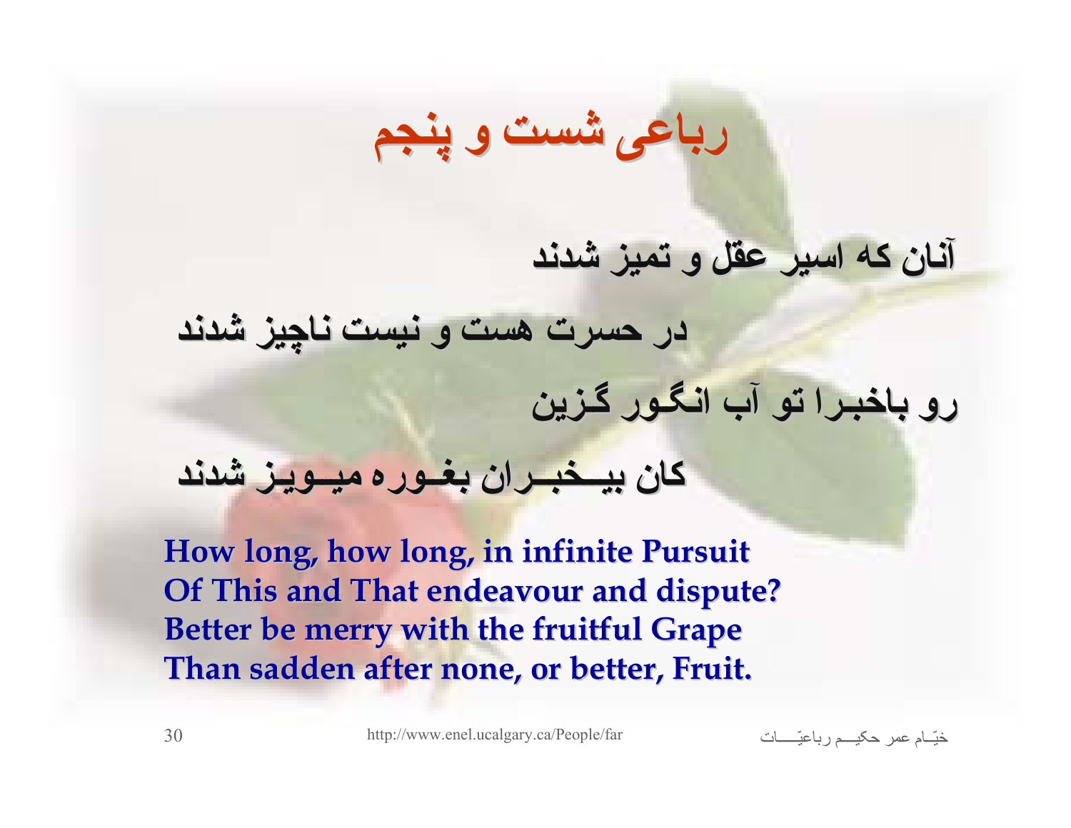# رباعی شست و پنجم

**آنان که اسیر عقل و تمیز شدند**

**در حسرت هست و نیست ناچیز شدند**

**رو باخبرا تو آب انگور گزین**

**کان بیخبران بغوره میویز شدند**

**How long, how long, in infinite Pursuit**
**Of This and That endeavour and dispute?**
**Better be merry with the fruitful Grape**
**Than sadden after none, or better, Fruit.**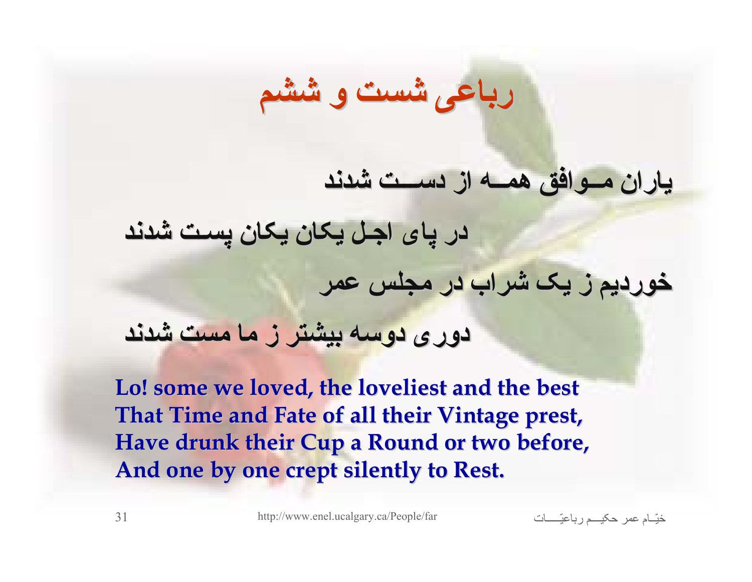# رباعی شست و ششم

یاران مـوافق همـه از دســت شدند

در پای اجـل یکان یکان پست شدند

خوردیم ز یک شراب در مجلس عمر

دوری دوسه بیشتر ز ما مست شدند

**Lo! some we loved, the loveliest and the best**
**That Time and Fate of all their Vintage prest,**
**Have drunk their Cup a Round or two before,**
**And one by one crept silently to Rest.**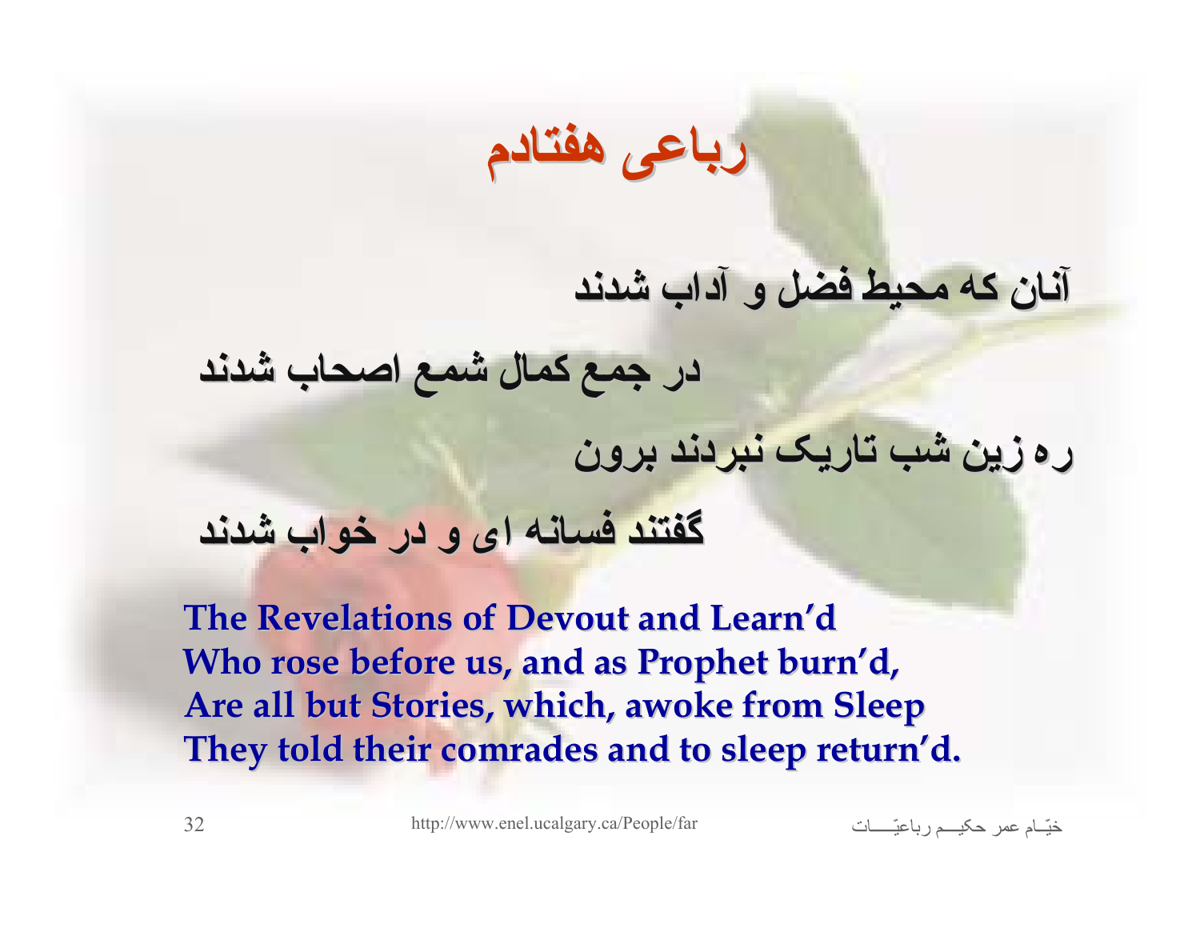# رباعی هفتادم

آنان که محیط فضل و آداب شدند

در جمع کمال شمع اصحاب شدند

ره زین شب تاریک نبردند برون

گفتند فسانه ای و در خواب شدند

**The Revelations of Devout and Learn'd**
**Who rose before us, and as Prophet burn'd,**
**Are all but Stories, which, awoke from Sleep**
**They told their comrades and to sleep return'd.**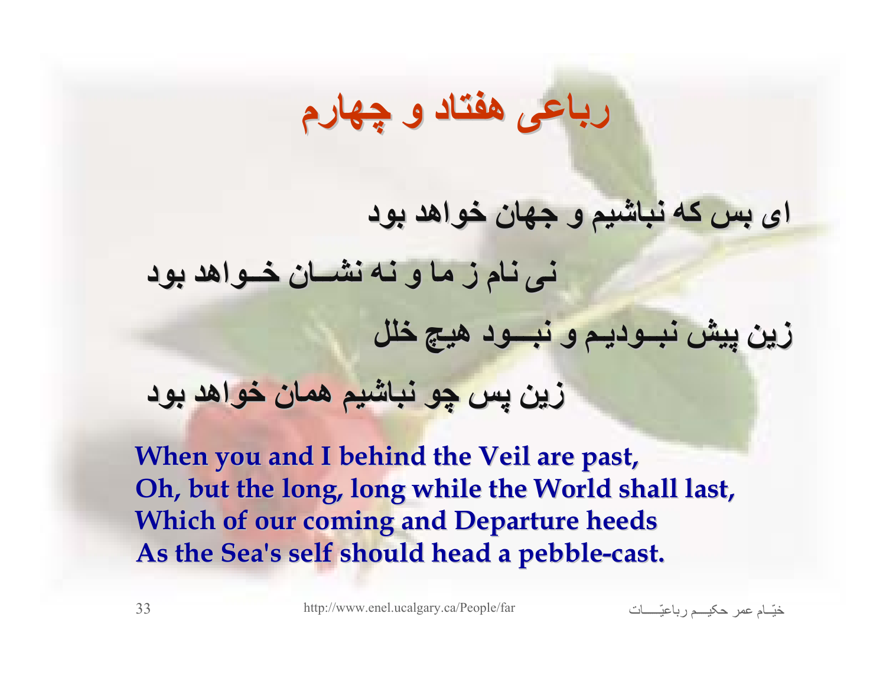# رباعی هفتاد و چهارم

ای بس که نباشیم و جهان خواهد بود

نی نام ز ما و نه نشـــان خـــواهد بود

زین پیش نبـــودیـم و نبـــود هیچ خلل

زین پس چو نباشیم همان خواهد بود

**When you and I behind the Veil are past,**
**Oh, but the long, long while the World shall last,**
**Which of our coming and Departure heeds**
**As the Sea's self should head a pebble-cast.**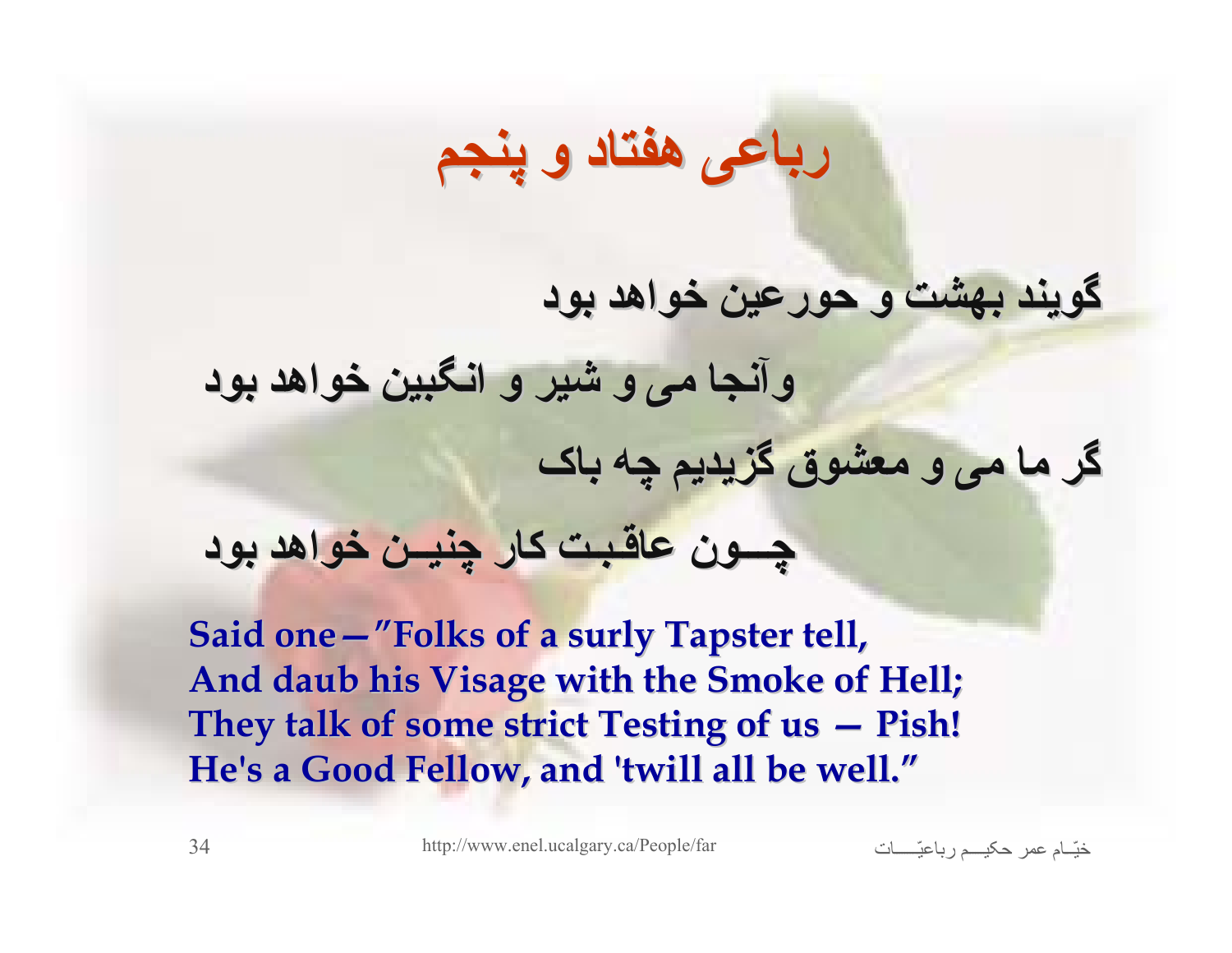# رباعی هفتاد و پنجم

**گویند بهشت و حورعین خواهد بود**

**وآنجا می و شیر و انگبین خواهد بود**

**گر ما می و معشوق گزیدیم چه باک**

**چـــون عاقبت کار چنیـــن خواهد بود**

**Said one—"Folks of a surly Tapster tell,**
**And daub his Visage with the Smoke of Hell;**
**They talk of some strict Testing of us — Pish!**
**He's a Good Fellow, and 'twill all be well."**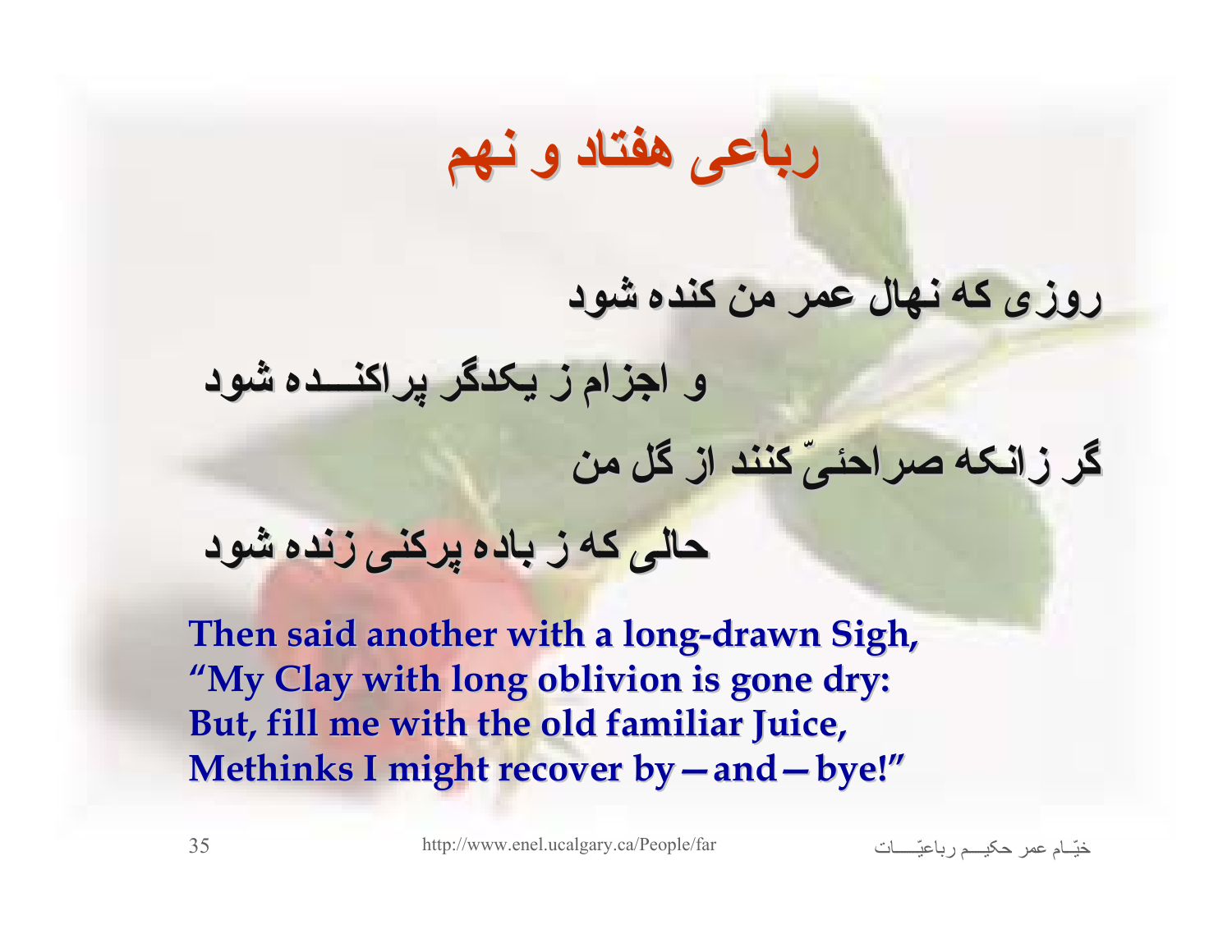# رباعی هفتاد و نهم

روزی که نهال عمر من کنده شود

و اجزام ز یکدگر پراکنـــده شود

گر زانکه صراحئیّ کنند از گل من

حالی که ز باده پرکنی زنده شود

**Then said another with a long-drawn Sigh,**
**"My Clay with long oblivion is gone dry:**
**But, fill me with the old familiar Juice,**
**Methinks I might recover by—and—bye!"**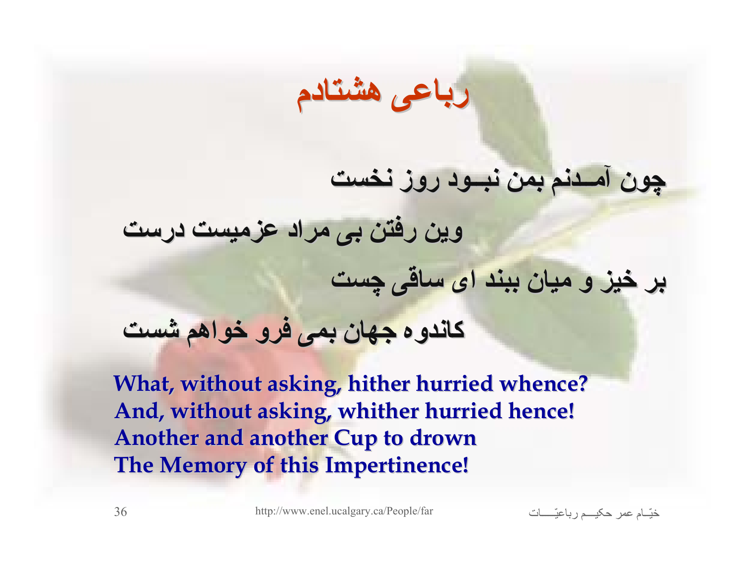# رباعی هشتادم

چون آمـدنم بمن نبـود روز نخست

وین رفتن بی مراد عزمیست درست

بر خیز و میان ببند ای ساقی چست

کاندوه جهان بمی فرو خواهم شست

**What, without asking, hither hurried whence?**
**And, without asking, whither hurried hence!**
**Another and another Cup to drown**
**The Memory of this Impertinence!**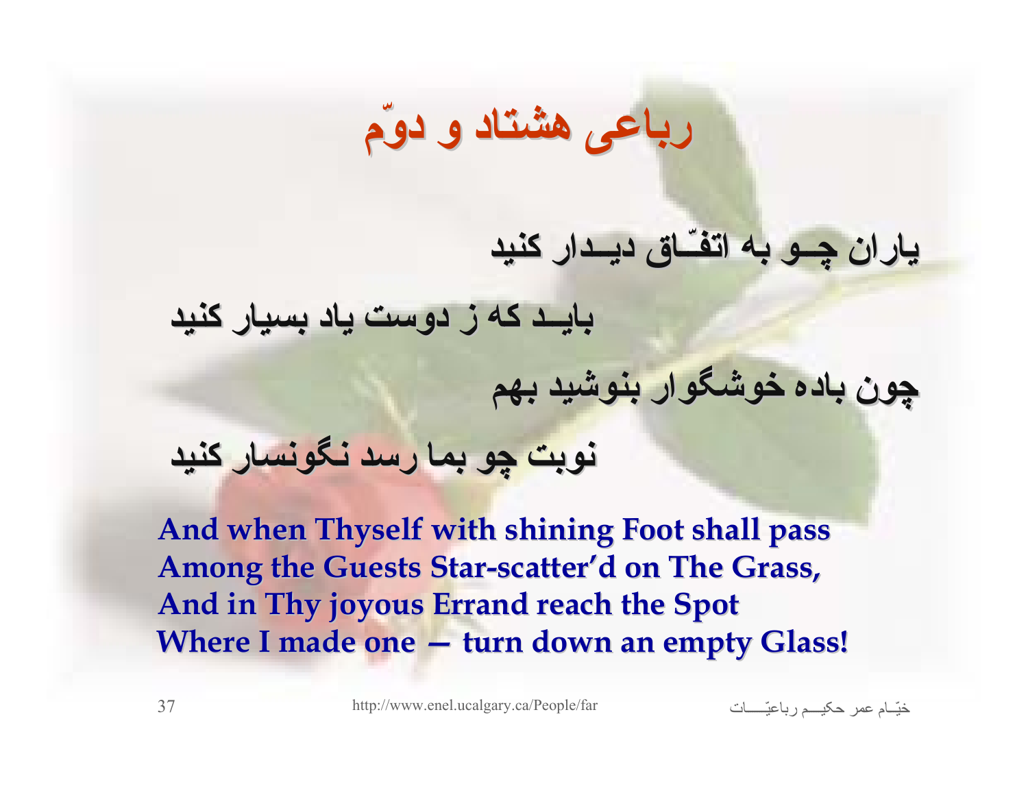# رباعی هشتاد و دوّم

یاران چــو به اتفّــاق دیــدار کنید

بایــد که ز دوست یاد بسیار کنید

چون باده خوشگوار بنوشید بهم

نوبت چو بما رسد نگونسار کنید

**And when Thyself with shining Foot shall pass**
**Among the Guests Star-scatter'd on The Grass,**
**And in Thy joyous Errand reach the Spot**
**Where I made one — turn down an empty Glass!**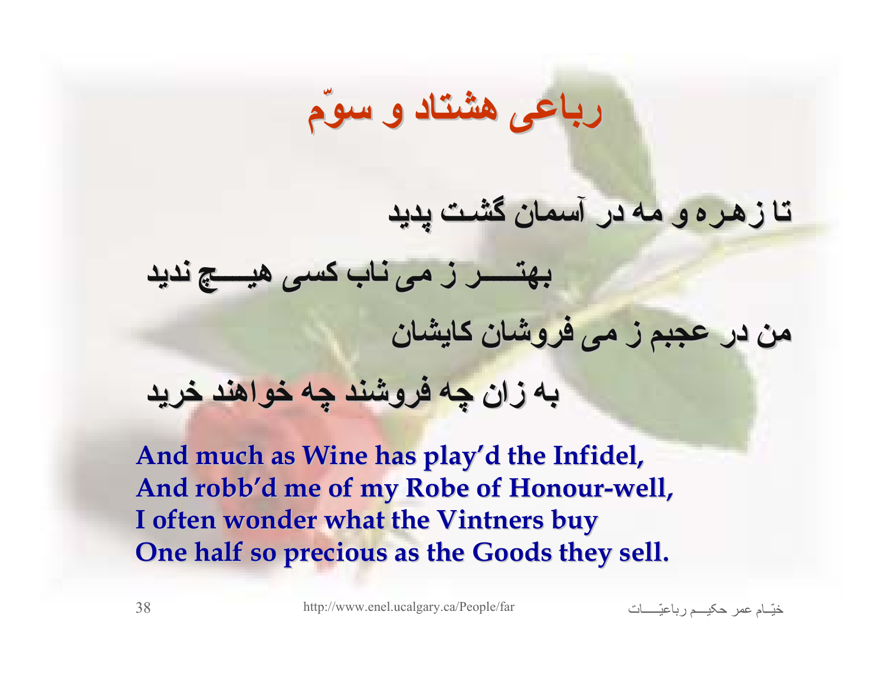# رباعی هشتاد و سوّم

تا زهره و مه در آسمان گشت پدید

بهتـــــر ز می ناب کسی هیـــچ ندید

من در عجبم ز می فروشان کایشان

به زان چه فروشند چه خواهند خرید

**And much as Wine has play'd the Infidel,**
**And robb'd me of my Robe of Honour-well,**
**I often wonder what the Vintners buy**
**One half so precious as the Goods they sell.**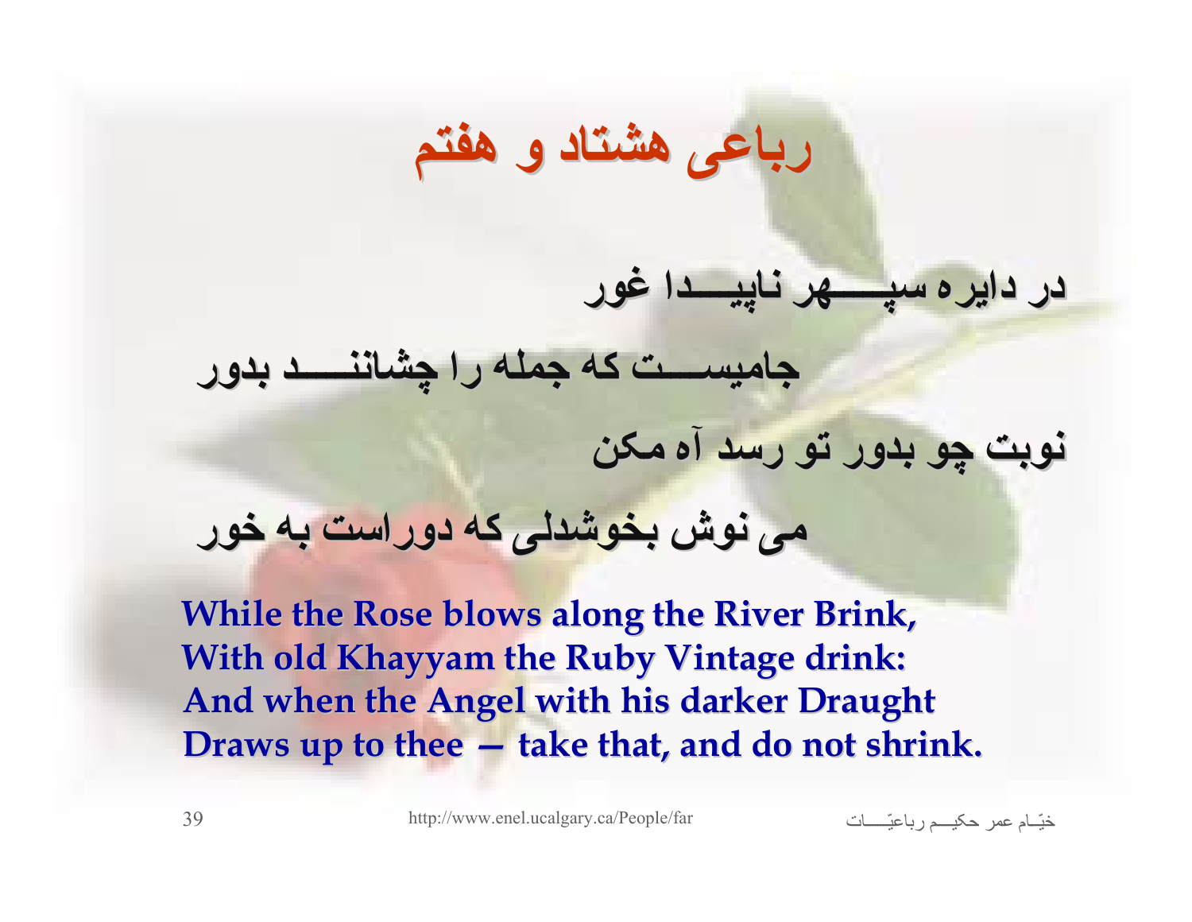# رباعی هشتاد و هفتم

در دایره سپـــــهر ناپیـــدا غور

جامیســـت که جمله را چشاننـــد بدور

نوبت چو بدور تو رسد آه مکن

می نوش بخوشدلی که دوراست به خور

**While the Rose blows along the River Brink,**
**With old Khayyam the Ruby Vintage drink:**
**And when the Angel with his darker Draught**
**Draws up to thee — take that, and do not shrink.**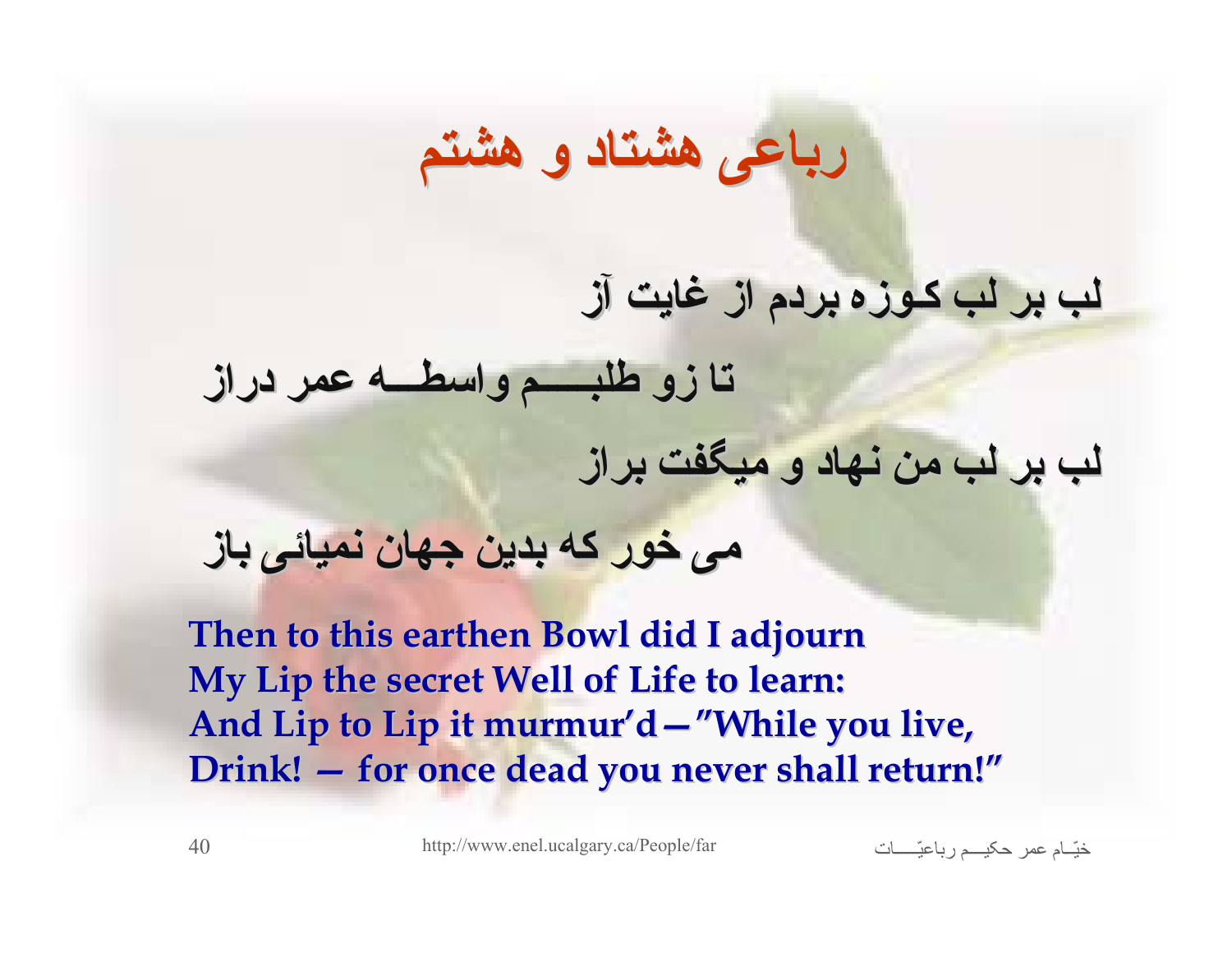# رباعی هشتاد و هشتم

لب بر لب کوزه بردم از غایت آز

تا زو طلبـــم واسطـــه عمر دراز

لب بر لب من نهاد و میگفت براز

می خور که بدین جهان نمیائی باز

**Then to this earthen Bowl did I adjourn**
**My Lip the secret Well of Life to learn:**
**And Lip to Lip it murmur'd—"While you live,**
**Drink! — for once dead you never shall return!"**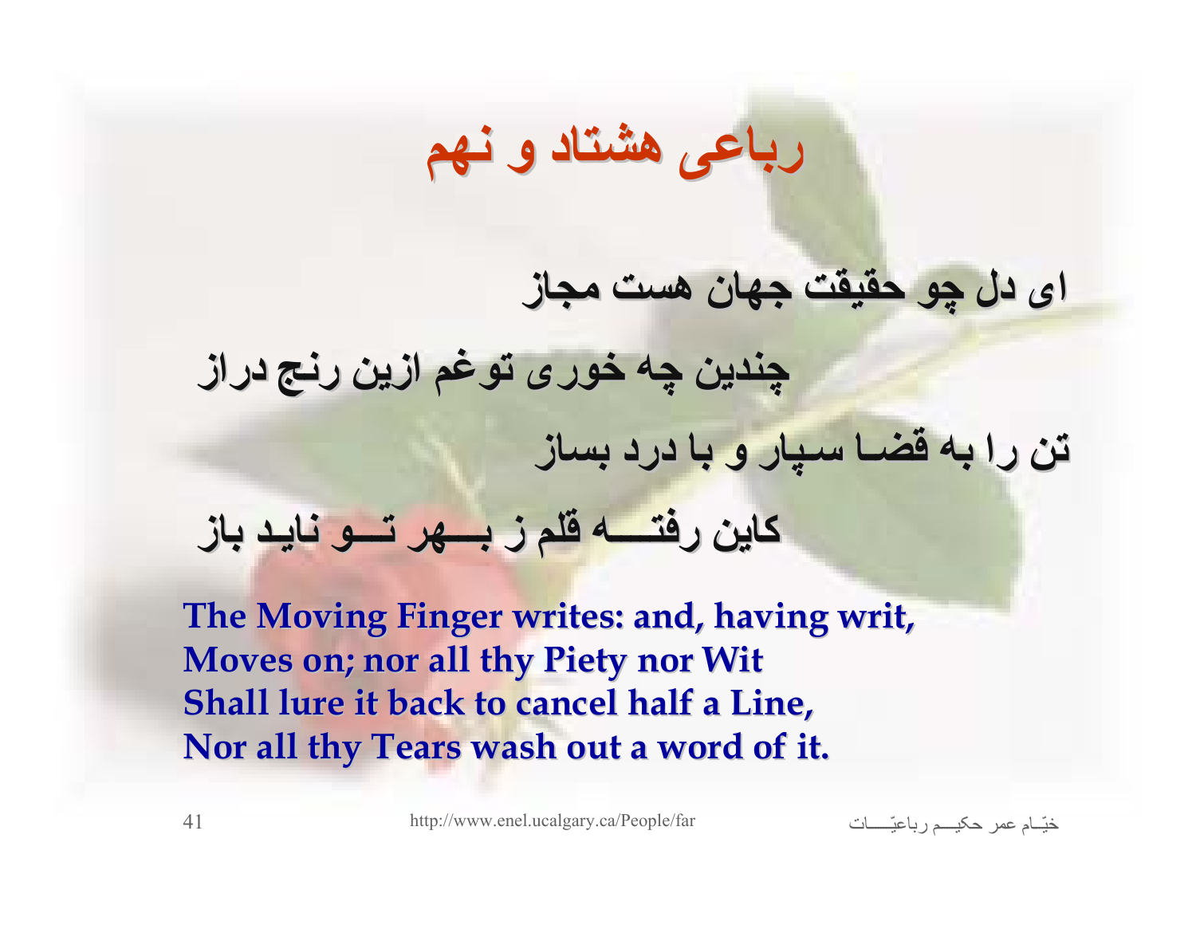# رباعی هشتاد و نهم

ای دل چو حقیقت جهان هست مجاز

چندین چه خوری توغم ازین رنج دراز

تن را به قضا سپار و با درد بساز

کاین رفتـــه قلم ز بـــهر تـــو نایـد باز

**The Moving Finger writes: and, having writ,**
**Moves on; nor all thy Piety nor Wit**
**Shall lure it back to cancel half a Line,**
**Nor all thy Tears wash out a word of it.**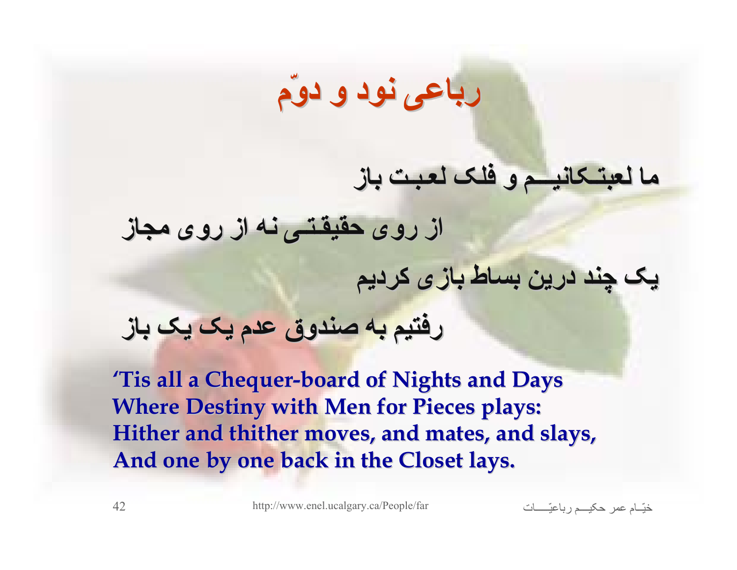# رباعی نود و دوّم

ما لعبتکانیم و فلک لعبت باز

از روی حقیقتی نه از روی مجاز

یک چند درین بساط بازی کردیم

رفتیم به صندوق عدم یک یک باز

**'Tis all a Chequer-board of Nights and Days**
**Where Destiny with Men for Pieces plays:**
**Hither and thither moves, and mates, and slays,**
**And one by one back in the Closet lays.**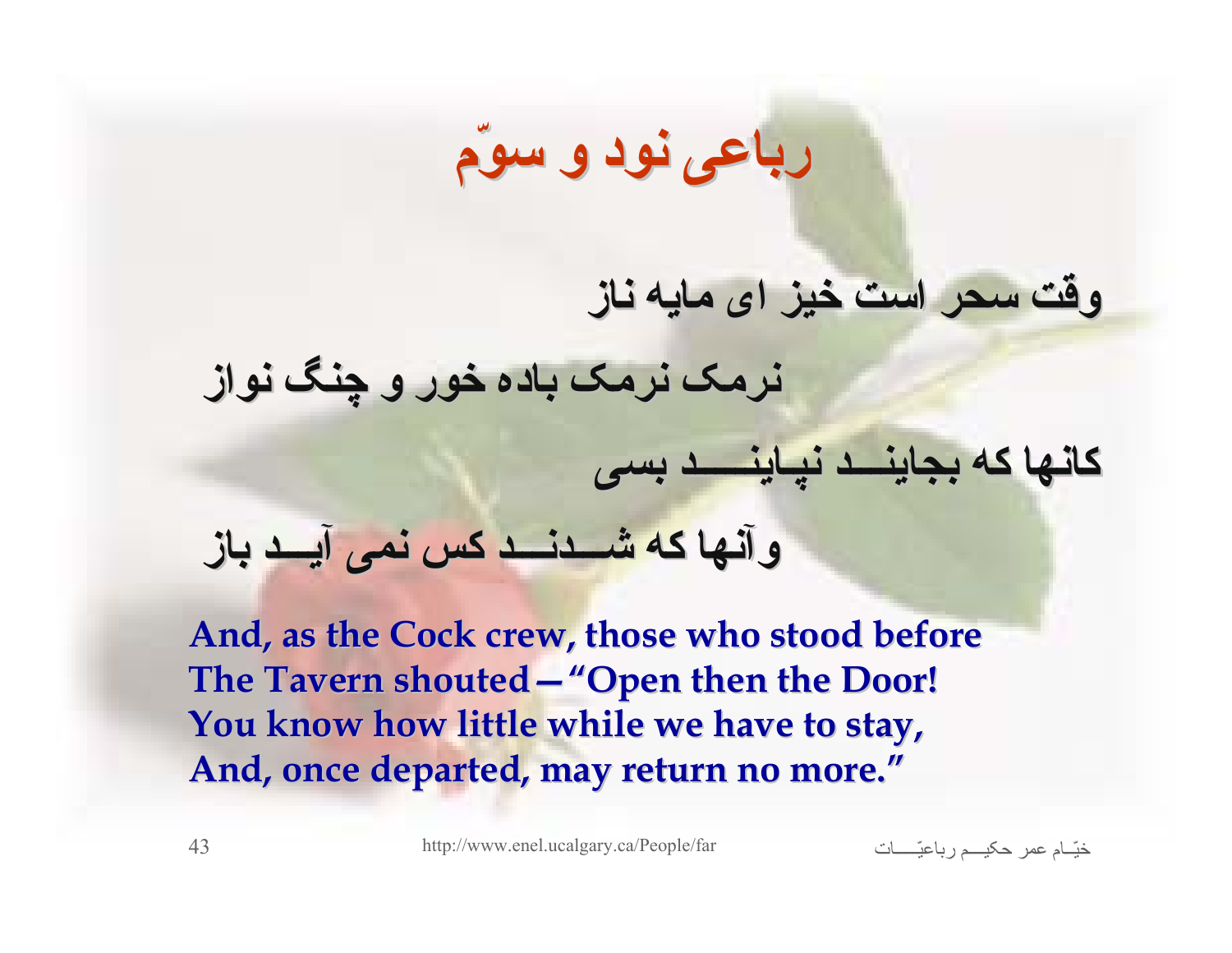# رباعی نود و سوّم

وقت سحر است خیز ای مایه ناز

نرمک نرمک باده خور و چنگ نواز

کانها که بجایند نپایند بسی

وآنها که شدند کس نمی آید باز

**And, as the Cock crew, those who stood before**
**The Tavern shouted—"Open then the Door!**
**You know how little while we have to stay,**
**And, once departed, may return no more."**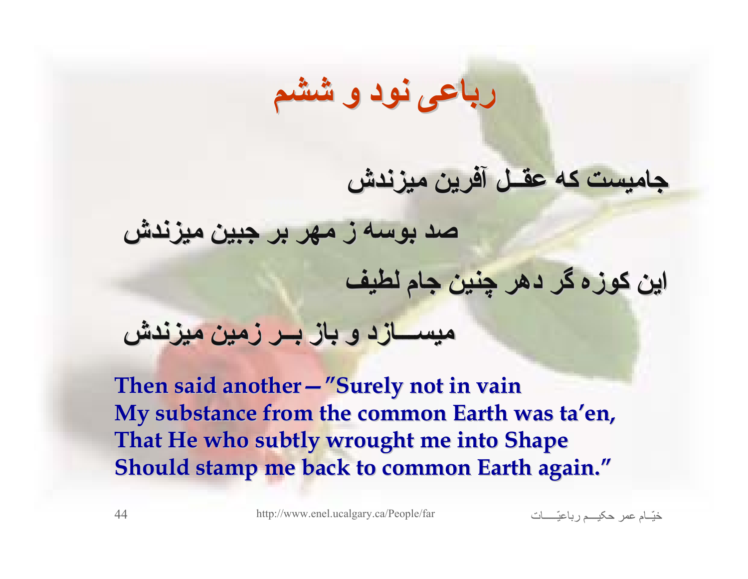# رباعی نود و ششم

**جامیست که عقـل آفرین میزندش**

**صد بوسه ز مهر بر جبین میزندش**

**این کوزه گر دهر چنین جام لطیف**

**میســـازد و باز بــر زمین میزندش**

**Then said another—"Surely not in vain**
**My substance from the common Earth was ta'en,**
**That He who subtly wrought me into Shape**
**Should stamp me back to common Earth again."**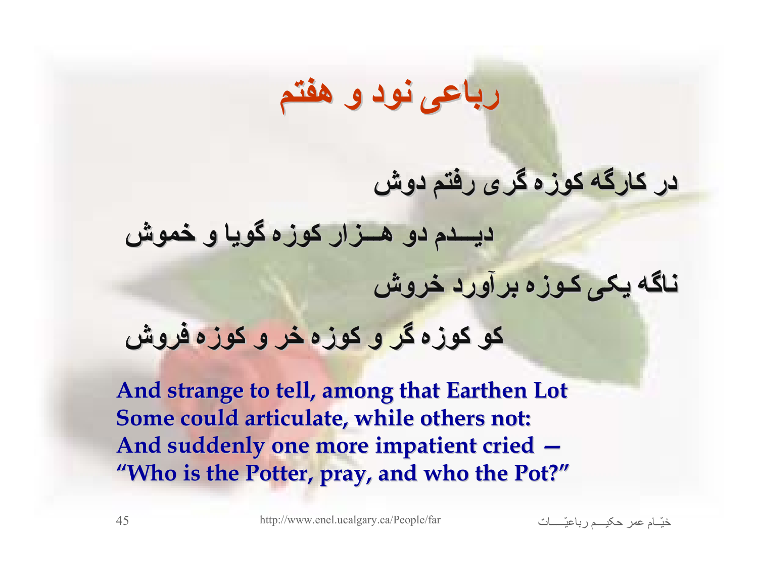# رباعی نود و هفتم

در کارگه کوزه گری رفتم دوش

دیــــدم دو هــــزار کوزه گویا و خموش

ناگه یکی کـوزه برآورد خروش

کو کوزه گر و کوزه خر و کوزه فروش

**And strange to tell, among that Earthen Lot**
**Some could articulate, while others not:**
**And suddenly one more impatient cried —**
**"Who is the Potter, pray, and who the Pot?"**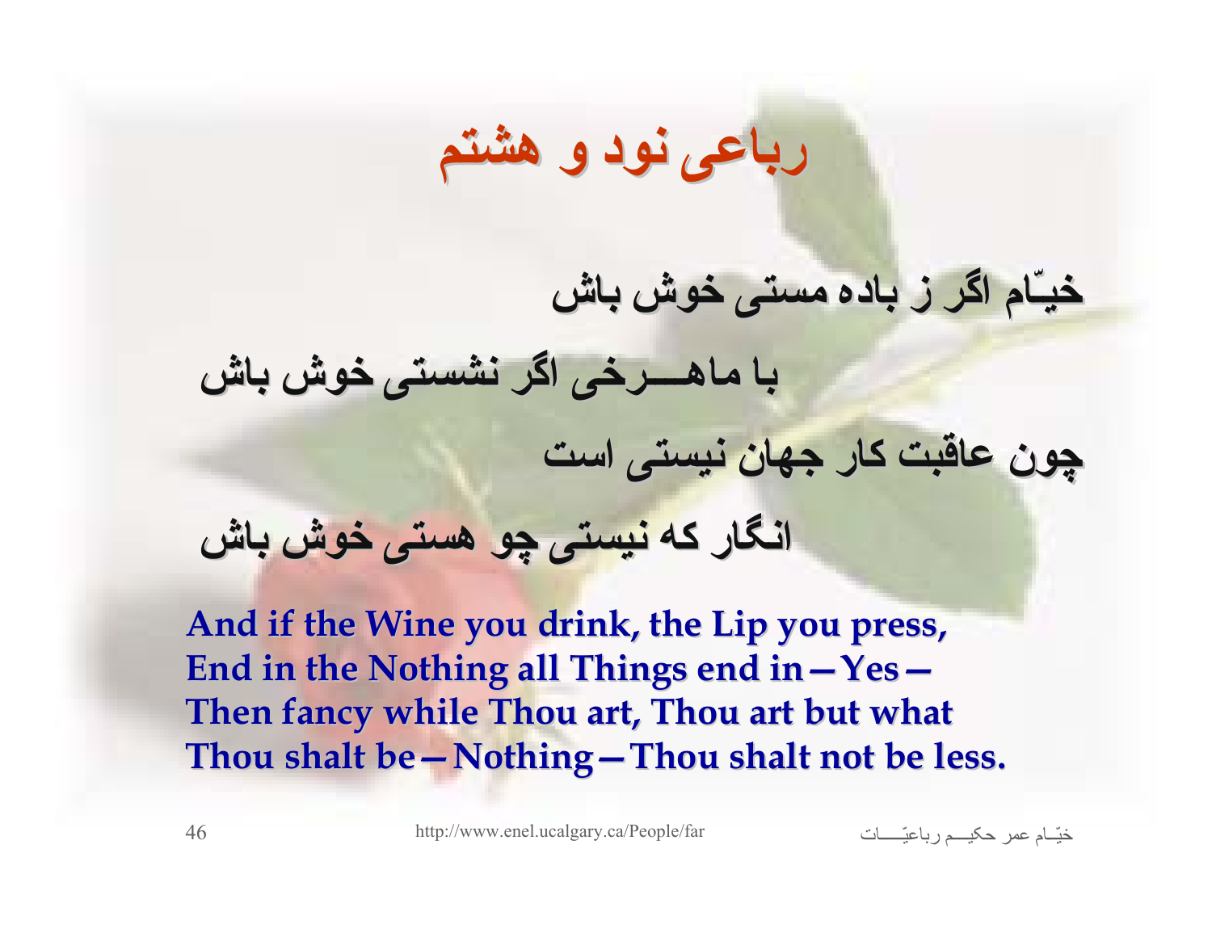# رباعی نود و هشتم

خیّام اگر ز باده مستی خوش باش

با ماهــــرخی اگر نشستی خوش باش

چون عاقبت کار جهان نیستی است

انگار که نیستی چو هستی خوش باش

**And if the Wine you drink, the Lip you press,**
**End in the Nothing all Things end in—Yes—**
**Then fancy while Thou art, Thou art but what**
**Thou shalt be—Nothing—Thou shalt not be less.**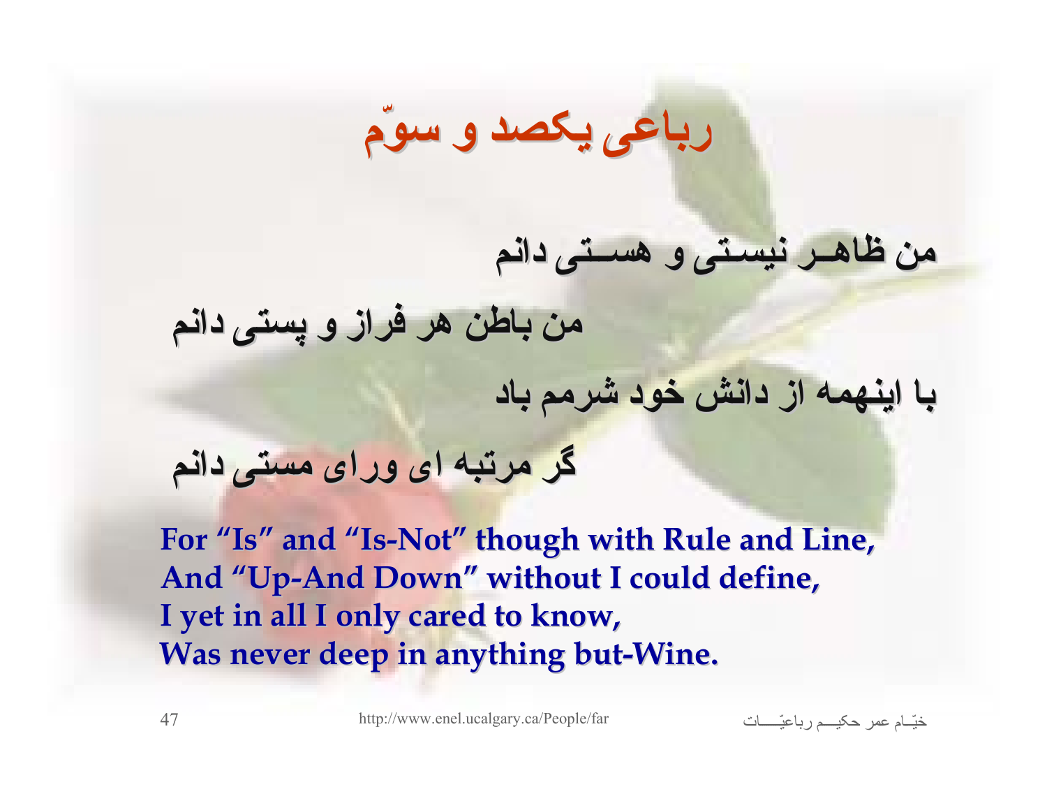# رباعی یکصد و سوّم

من ظاهـر نیسـتی و هسـتی دانم

من باطن هر فراز و پستی دانم

با اینـهمه از دانش خود شرمم باد

گر مرتبه ای ورای مستی دانم

**For "Is" and "Is-Not" though with Rule and Line,**
**And "Up-And Down" without I could define,**
**I yet in all I only cared to know,**
**Was never deep in anything but-Wine.**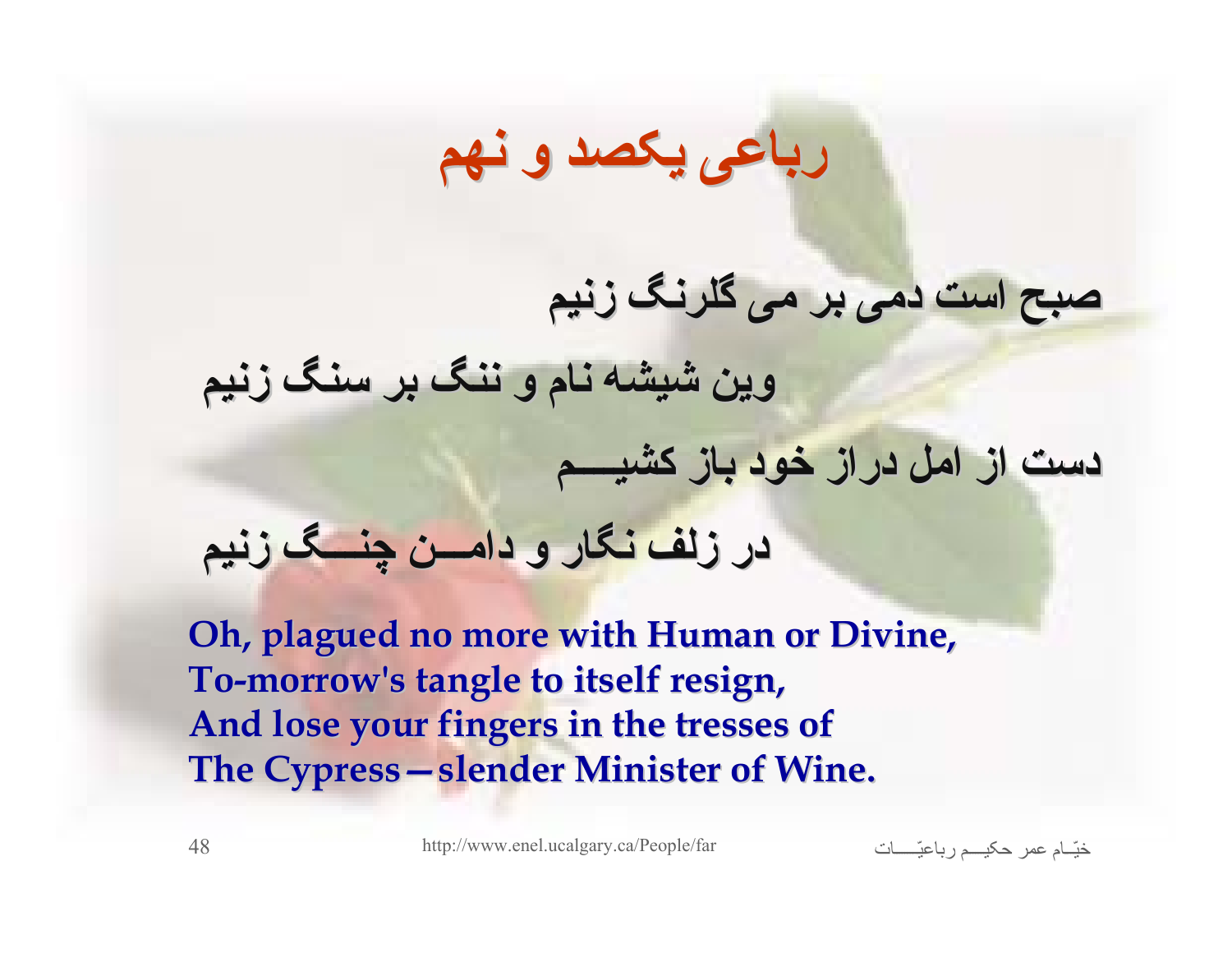# رباعی یکصد و نهم

صبح است دمی بر می گلرنگ زنیم

وین شیشه نام و ننگ بر سنگ زنیم

دست از امل دراز خود باز کشیـــم

در زلف نگار و دامــن چنــگ زنیم

**Oh, plagued no more with Human or Divine,**
**To-morrow's tangle to itself resign,**
**And lose your fingers in the tresses of**
**The Cypress—slender Minister of Wine.**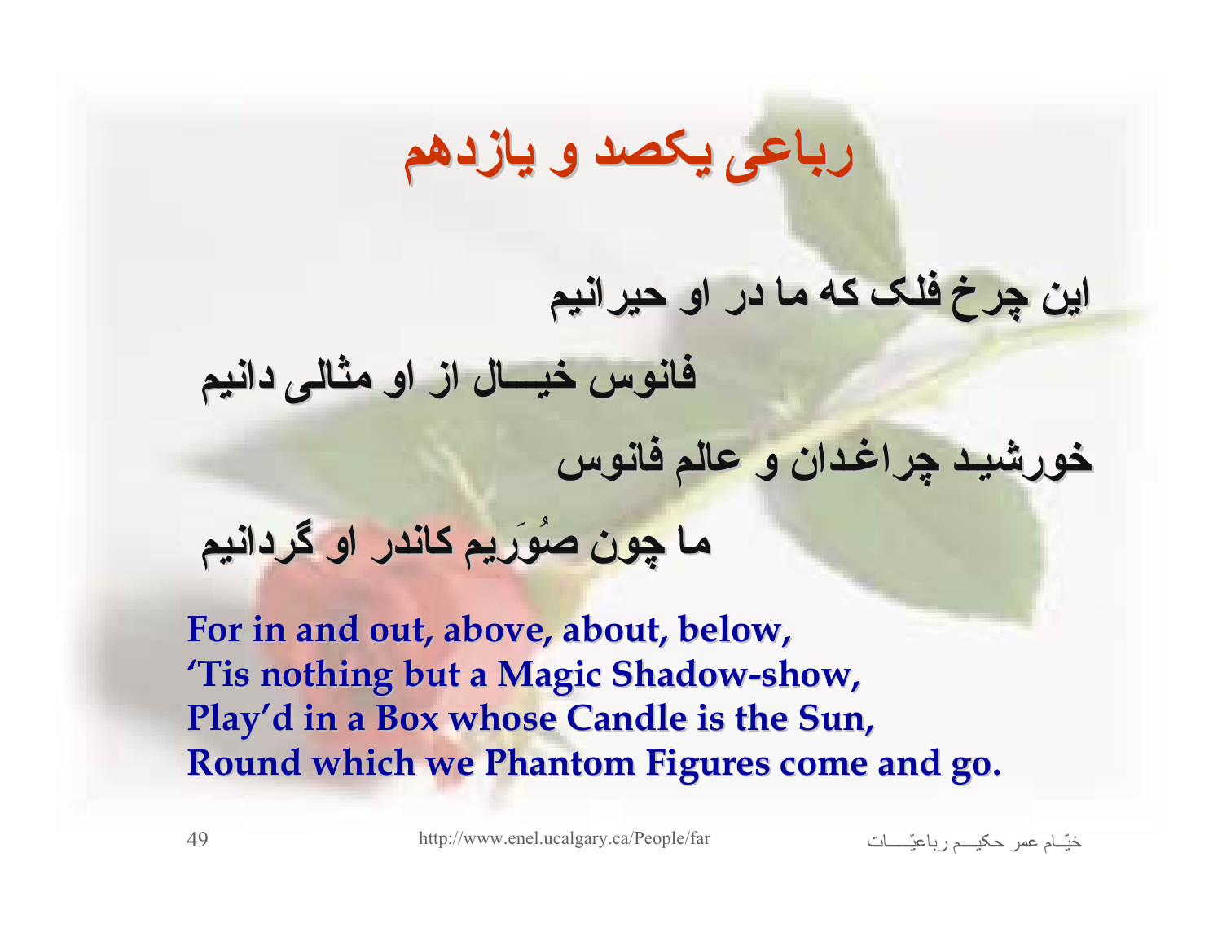# رباعی یکصد و یازدهم

این چرخ فلک که ما در او حیرانیم

فانوس خیـــال از او مثالی دانیم

خورشیـد چراغدان و عالم فانوس

ما چون صُوَریم کاندر او گردانیم

**For in and out, above, about, below,**
**'Tis nothing but a Magic Shadow-show,**
**Play'd in a Box whose Candle is the Sun,**
**Round which we Phantom Figures come and go.**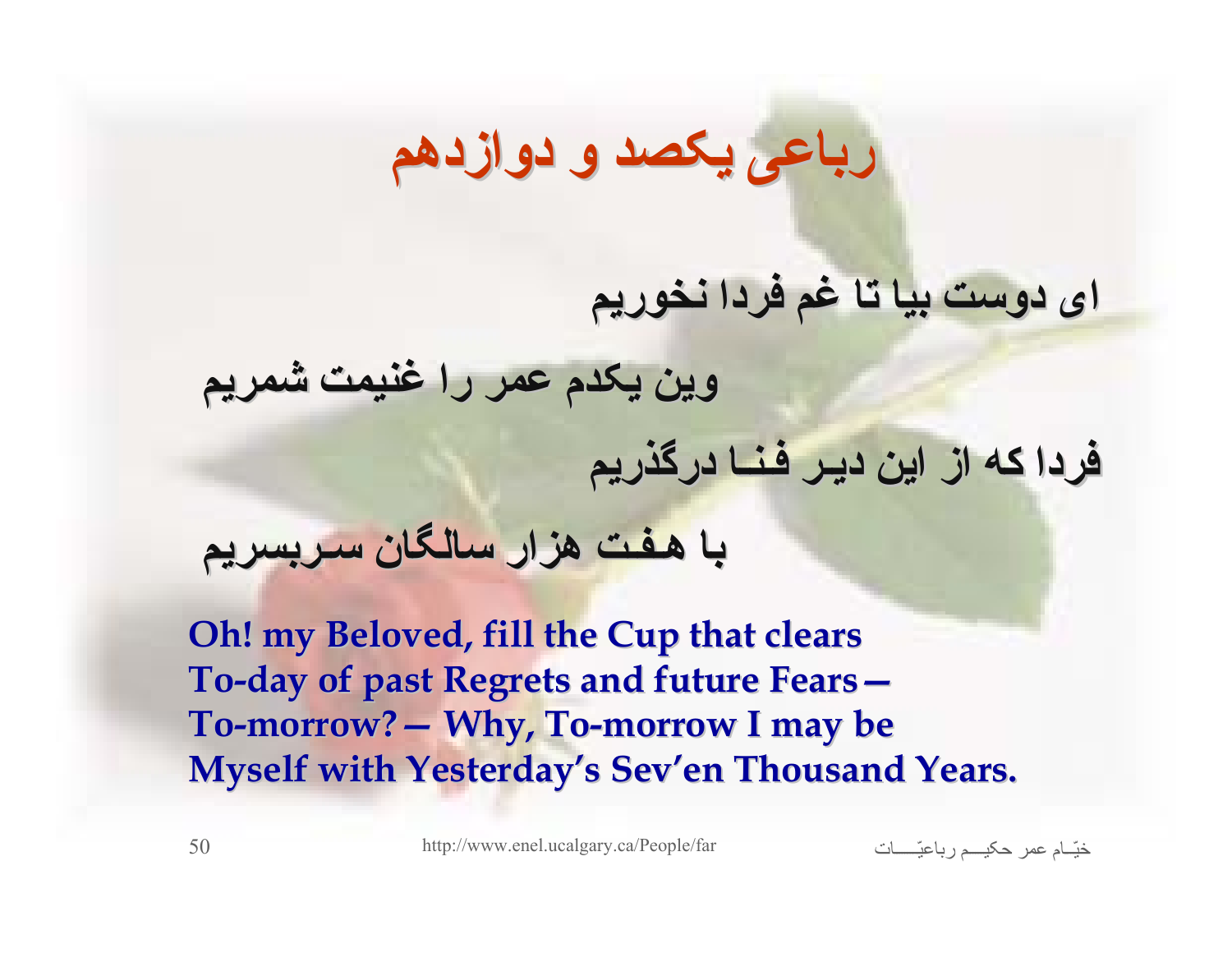# رباعی یکصد و دوازدهم

ای دوست بیا تا غم فردا نخوریم

وین یکدم عمر را غنیمت شمریم

فردا که از این دیر فنا درگذریم

با هفت هزار سالگان سربسریم

**Oh! my Beloved, fill the Cup that clears**
**To-day of past Regrets and future Fears—**
**To-morrow?— Why, To-morrow I may be**
**Myself with Yesterday's Sev'en Thousand Years.**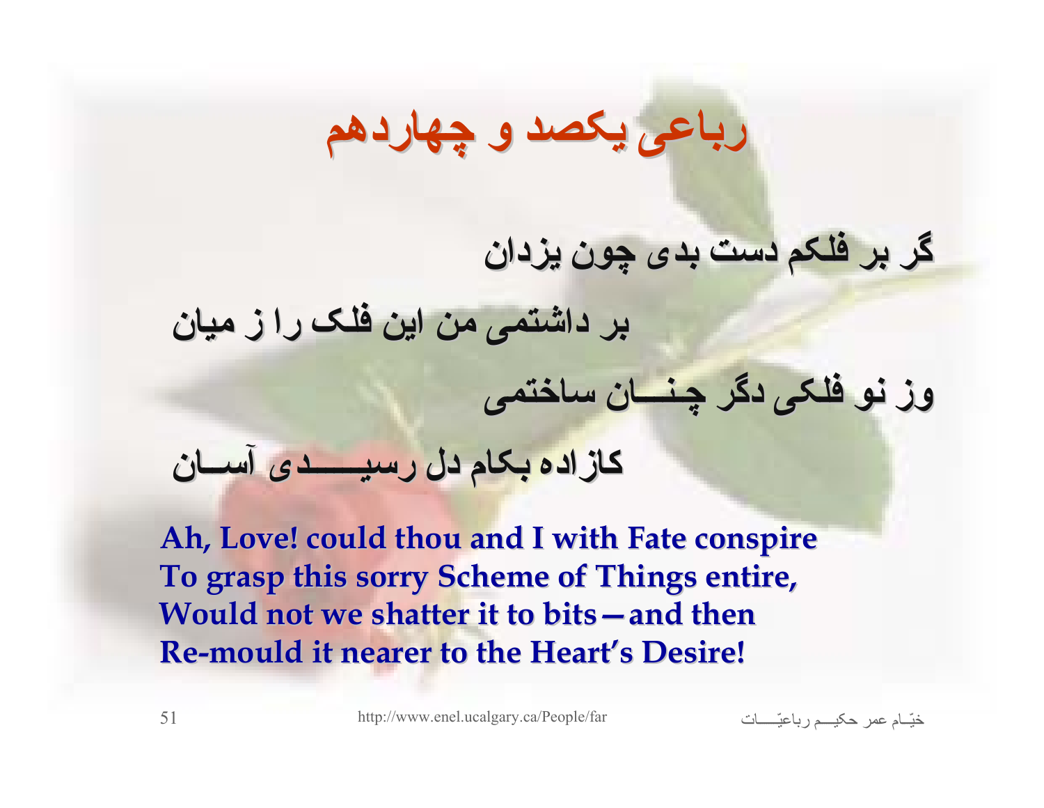# رباعی یکصد و چهاردهم

گر بر فلکم دست بدی چون یزدان

بر داشتمی من این فلک را ز میان

وز نو فلکی دگر چنـــان ساختمی

کازاده بکام دل رسیـــــدی آســان

**Ah, Love! could thou and I with Fate conspire**
**To grasp this sorry Scheme of Things entire,**
**Would not we shatter it to bits—and then**
**Re-mould it nearer to the Heart's Desire!**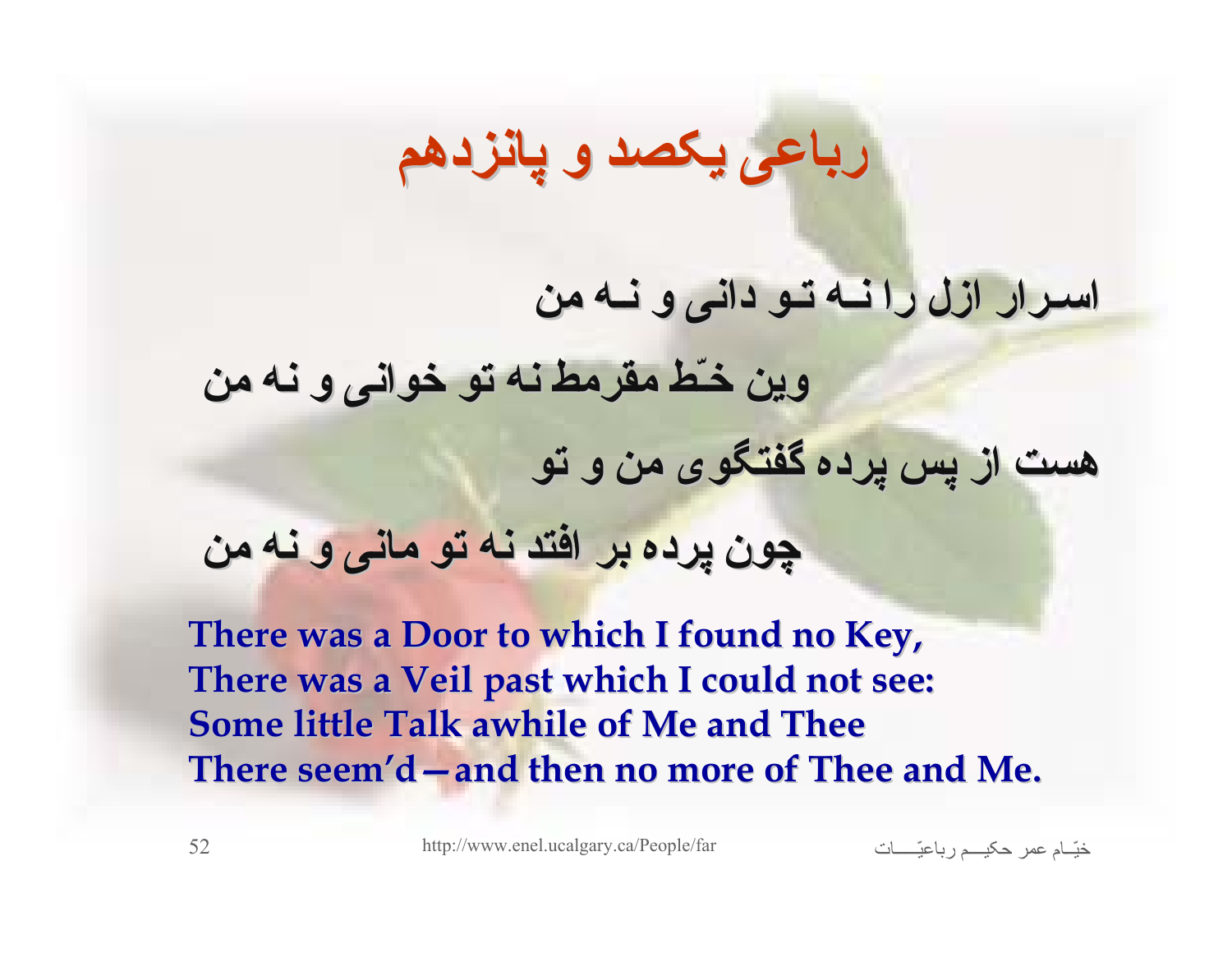# رباعی یکصد و پانزدهم

اسرار ازل را نه تو دانی و نه من

وین خطّ مقرمط نه تو خوانی و نه من

هست از پس پرده گفتگوی من و تو

چون پرده بر افتد نه تو مانی و نه من

**There was a Door to which I found no Key,**
**There was a Veil past which I could not see:**
**Some little Talk awhile of Me and Thee**
**There seem'd—and then no more of Thee and Me.**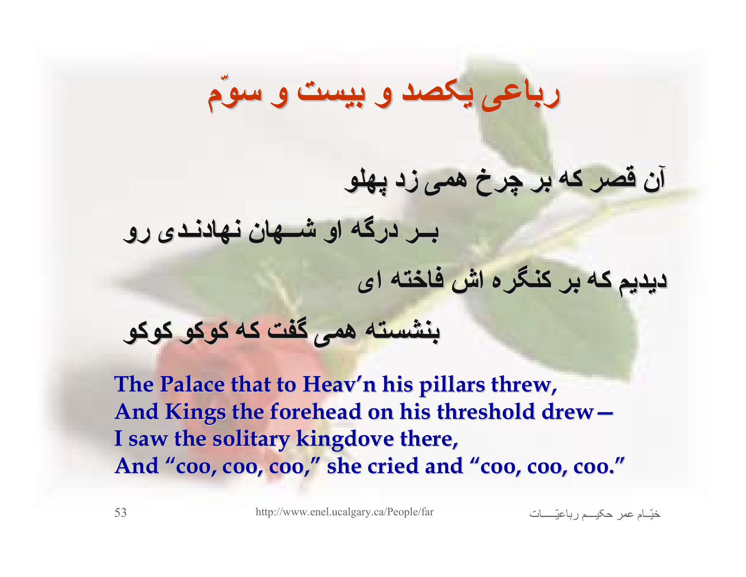# رباعی یکصد و بیست و سوّم

آن قصر که بر چرخ همی زد پهلو

بـر درگه او شـهان نهادنـدی رو

دیدیم که بر کنگره اش فاخته ای

بنشسته همی گفت که کوکو کوکو

**The Palace that to Heav'n his pillars threw,**
**And Kings the forehead on his threshold drew—**
**I saw the solitary kingdove there,**
**And "coo, coo, coo," she cried and "coo, coo, coo."**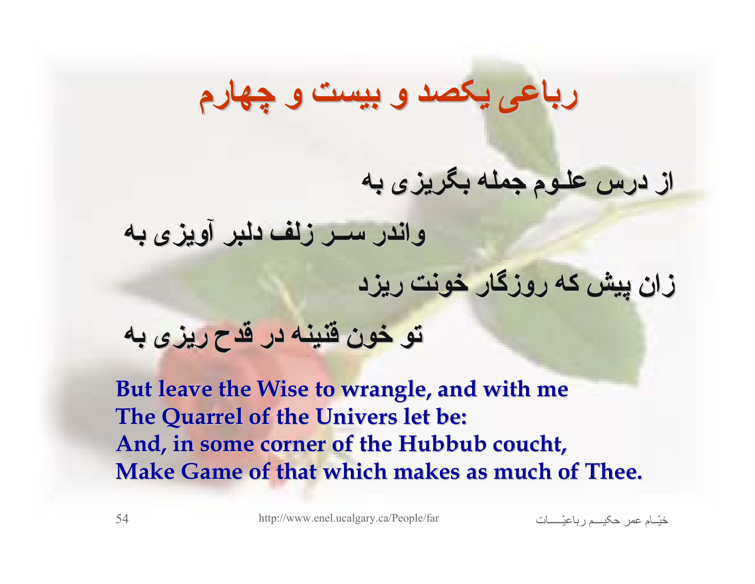# رباعی یکصد و بیست و چهارم

از درس علوم جمله بگریزی به

واندر سر زلف دلبر آویزی به

زان پیش که روزگار خونت ریزد

تو خون قنینه در قدح ریزی به

**But leave the Wise to wrangle, and with me**
**The Quarrel of the Univers let be:**
**And, in some corner of the Hubbub coucht,**
**Make Game of that which makes as much of Thee.**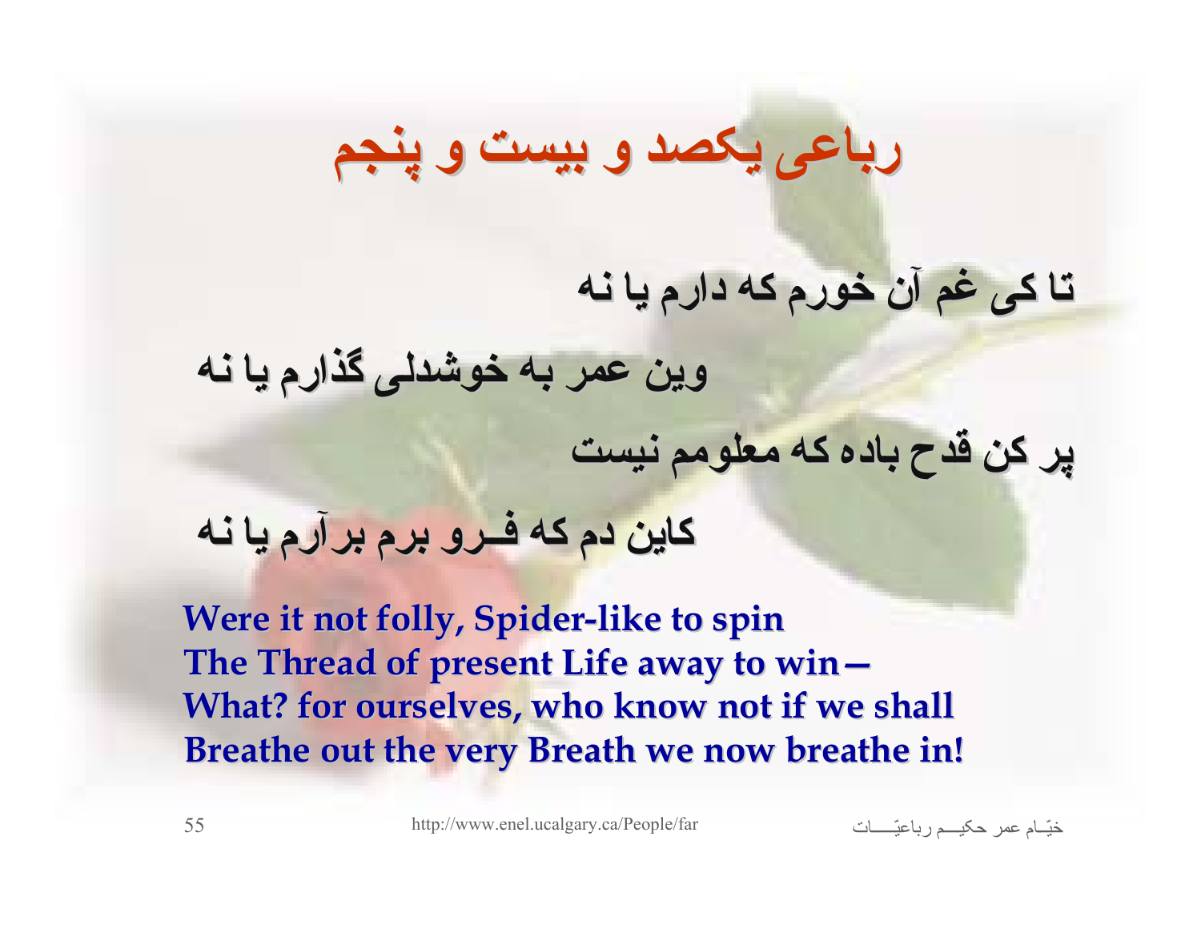# رباعی یکصد و بیست و پنجم

تا کی غم آن خورم که دارم یا نه

وین عمر به خوشدلی گذارم یا نه

پر کن قدح باده که معلومم نیست

کاین دم که فـرو برم برآرم یا نه

**Were it not folly, Spider-like to spin**
**The Thread of present Life away to win—**
**What? for ourselves, who know not if we shall**
**Breathe out the very Breath we now breathe in!**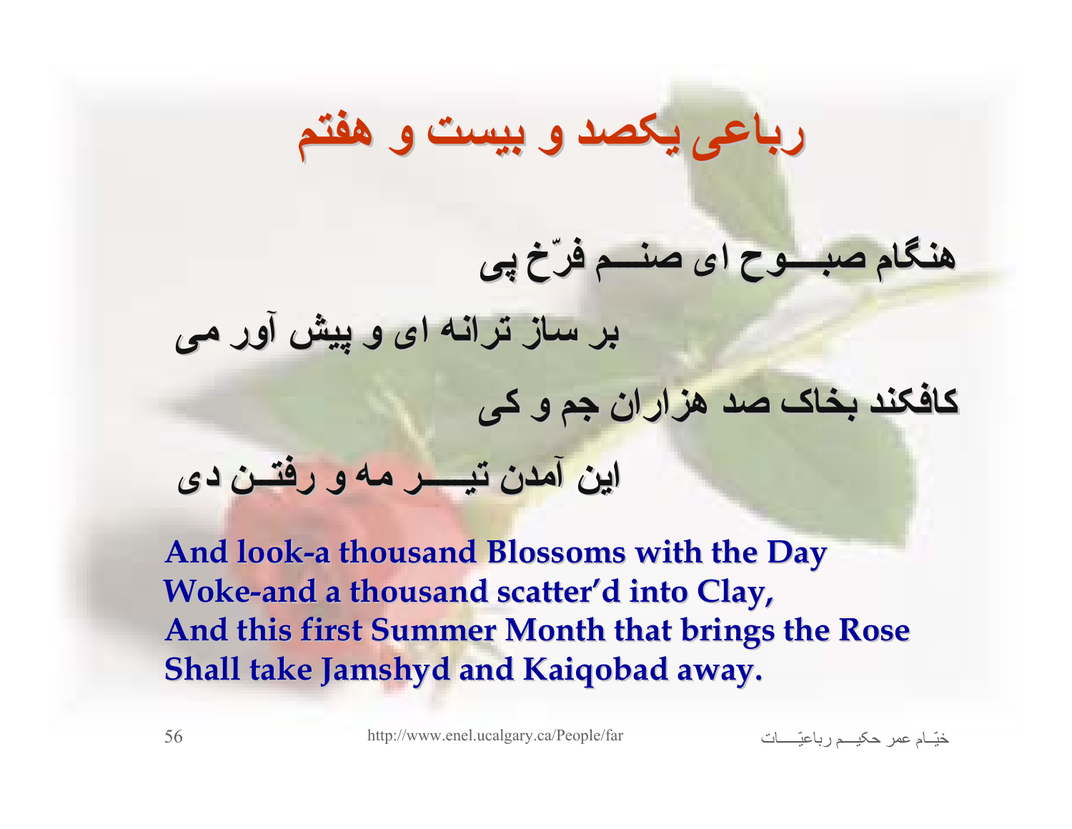# رباعی یکصد و بیست و هفتم

هنگام صبوح ای صنم فرّخ پی

بر ساز ترانه ای و پیش آور می

کافکند بخاک صد هزاران جم و کی

این آمدن تیر مه و رفتن دی

**And look-a thousand Blossoms with the Day**
**Woke-and a thousand scatter'd into Clay,**
**And this first Summer Month that brings the Rose**
**Shall take Jamshyd and Kaiqobad away.**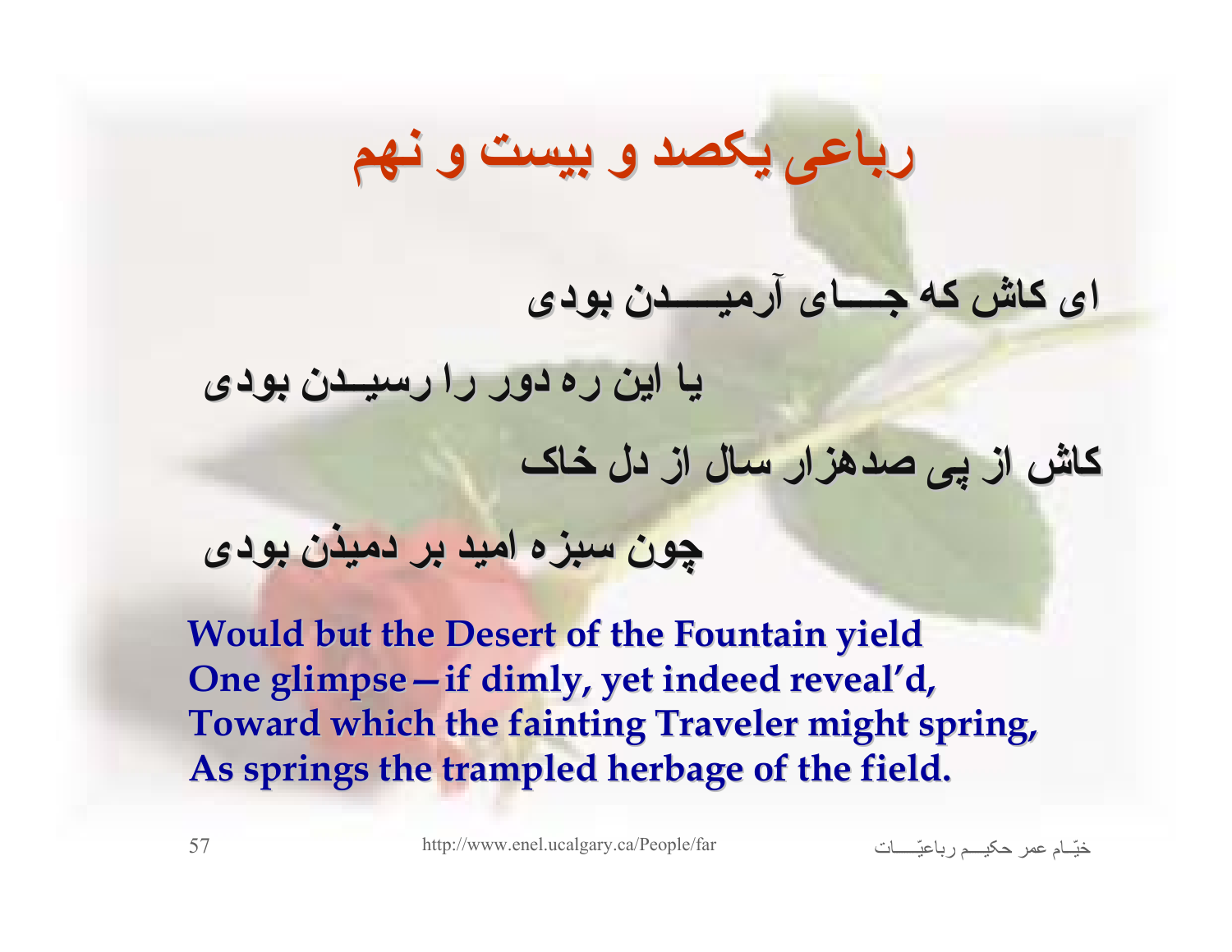# رباعی یکصد و بیست و نهم

ای کاش که جـــای آرمیـــدن بودی

یا این ره دور را رسیــدن بودی

کاش از پی صدهزار سال از دل خاک

چون سبزه امید بر دمیذن بودی

**Would but the Desert of the Fountain yield**
**One glimpse—if dimly, yet indeed reveal'd,**
**Toward which the fainting Traveler might spring,**
**As springs the trampled herbage of the field.**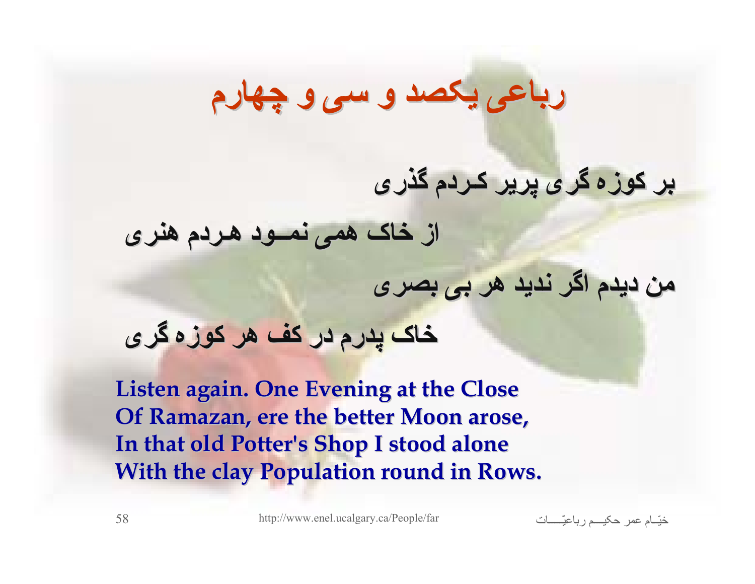# رباعی یکصد و سی و چهارم

بر کوزه گری پریر کردم گذری

از خاک همی نمود هردم هنری

من دیدم اگر ندید هر بی بصری

خاک پدرم در کف هر کوزه گری

**Listen again. One Evening at the Close**
**Of Ramazan, ere the better Moon arose,**
**In that old Potter's Shop I stood alone**
**With the clay Population round in Rows.**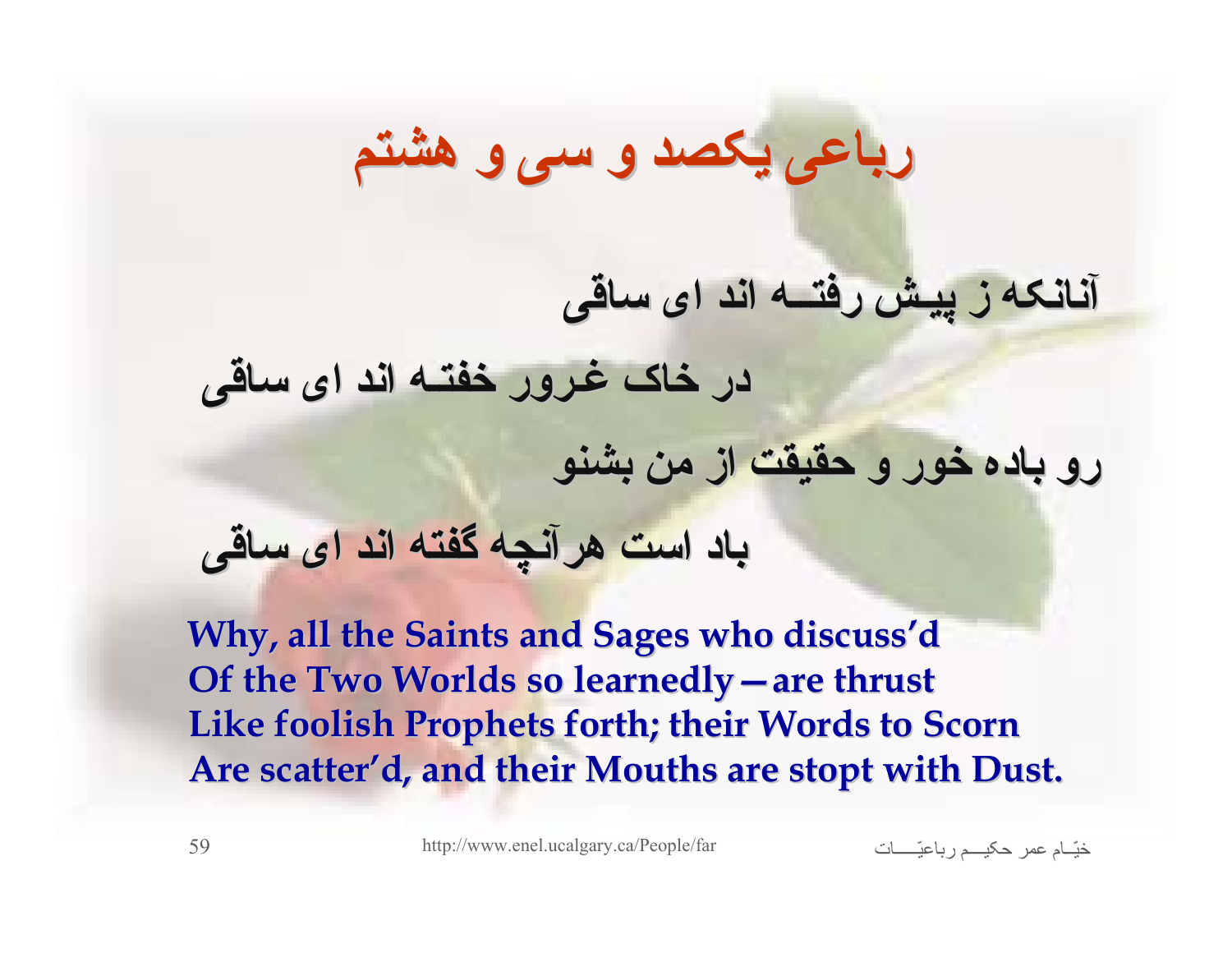# رباعی یکصد و سی و هشتم

آنانکه ز پیش رفتــه اند ای ساقی

در خاک غرور خفتــه اند ای ساقی

رو باده خور و حقیقت از من بشنو

باد است هرآنچه گفته اند ای ساقی

**Why, all the Saints and Sages who discuss'd**
**Of the Two Worlds so learnedly—are thrust**
**Like foolish Prophets forth; their Words to Scorn**
**Are scatter'd, and their Mouths are stopt with Dust.**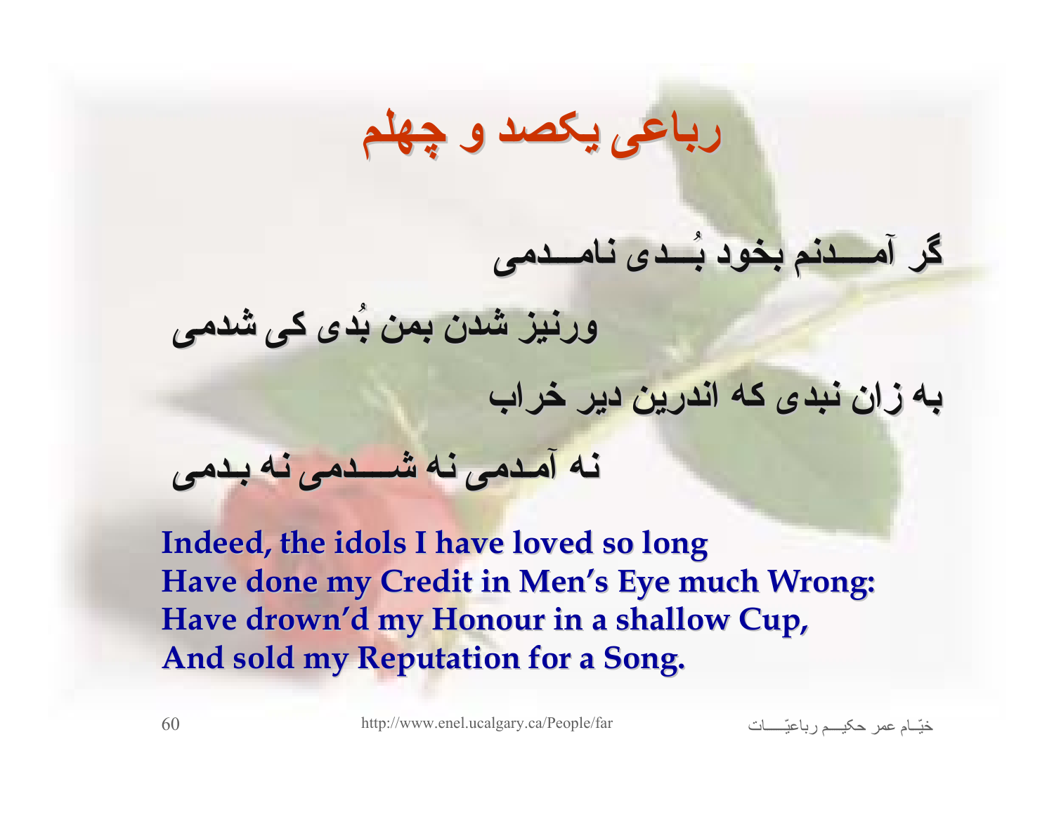# رباعی یکصد و چهلم

گر آمـــدنم بخود بُـــدی نامـــدمی

ورنیز شدن بمن بُدی کی شدمی

به زان نبدی که اندرین دیر خراب

نه آمـدمی نه شـــدمی نه بـدمی

**Indeed, the idols I have loved so long**
**Have done my Credit in Men's Eye much Wrong:**
**Have drown'd my Honour in a shallow Cup,**
**And sold my Reputation for a Song.**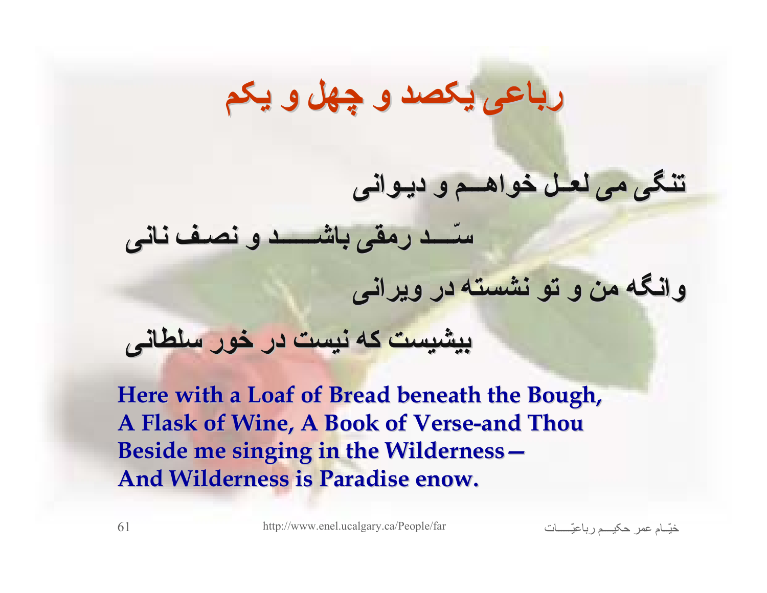# رباعی یکصد و چهل و یکم

تنگی می لعل خواهم و دیوانی

سّد رمقی باشد و نصف نانی

وانگه من و تو نشسته در ویرانی

بیشیست که نیست در خور سلطانی

**Here with a Loaf of Bread beneath the Bough,**
**A Flask of Wine, A Book of Verse-and Thou**
**Beside me singing in the Wilderness—**
**And Wilderness is Paradise enow.**

http://www.enel.ucalgary.ca/People/far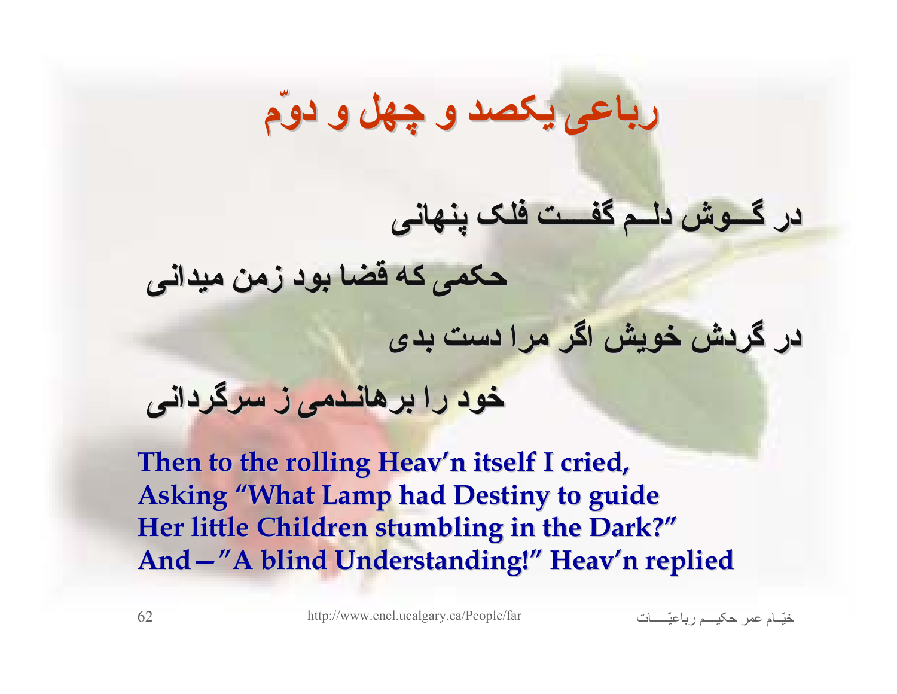# رباعی یکصد و چهل و دوّم

در گــوش دلـم گفـــت فلک پنهانی

حکمی که قضا بود زمن میدانی

در گردش خویش اگر مرا دست بدی

خود را برهانـدمی ز سرگردانی

**Then to the rolling Heav'n itself I cried,**
**Asking "What Lamp had Destiny to guide**
**Her little Children stumbling in the Dark?"**
**And—"A blind Understanding!" Heav'n replied**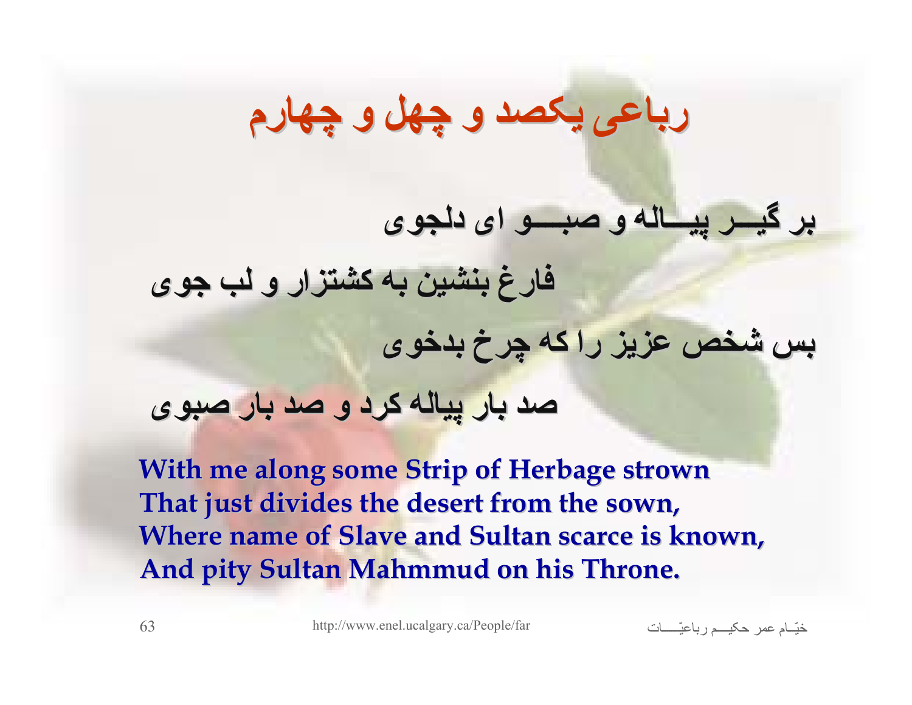# رباعی یکصد و چهل و چهارم

بر گیــــر پیــــاله و صبــــو ای دلجوی

فارغ بنشین به کشتزار و لب جوی

بس شخص عزیز را که چرخ بدخوی

صد بار پیاله کرد و صد بار صبوی

**With me along some Strip of Herbage strown**
**That just divides the desert from the sown,**
**Where name of Slave and Sultan scarce is known,**
**And pity Sultan Mahmmud on his Throne.**